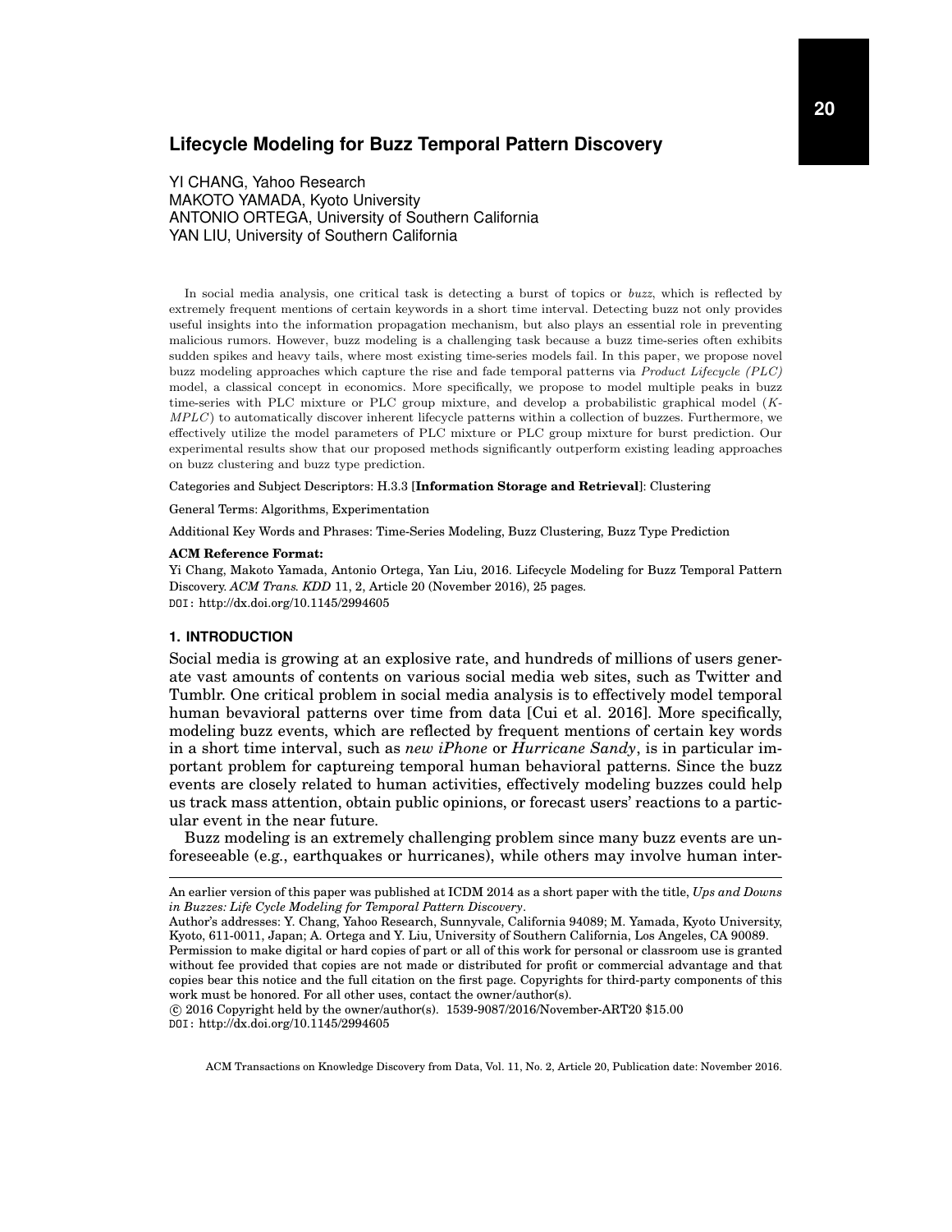# Lifecycle Modeling for Buzz Temporal Pattern Discovery

YI CHANG, Yahoo Research
MAKOTO YAMADA, Kyoto University
ANTONIO ORTEGA, University of Southern California
YAN LIU, University of Southern California

In social media analysis, one critical task is detecting a burst of topics or *buzz*, which is reflected by extremely frequent mentions of certain keywords in a short time interval. Detecting buzz not only provides useful insights into the information propagation mechanism, but also plays an essential role in preventing malicious rumors. However, buzz modeling is a challenging task because a buzz time-series often exhibits sudden spikes and heavy tails, where most existing time-series models fail. In this paper, we propose novel buzz modeling approaches which capture the rise and fade temporal patterns via *Product Lifecycle (PLC)* model, a classical concept in economics. More specifically, we propose to model multiple peaks in buzz time-series with PLC mixture or PLC group mixture, and develop a probabilistic graphical model (*K-MPLC*) to automatically discover inherent lifecycle patterns within a collection of buzzes. Furthermore, we effectively utilize the model parameters of PLC mixture or PLC group mixture for burst prediction. Our experimental results show that our proposed methods significantly outperform existing leading approaches on buzz clustering and buzz type prediction.

Categories and Subject Descriptors: H.3.3 [**Information Storage and Retrieval**]: Clustering

General Terms: Algorithms, Experimentation

Additional Key Words and Phrases: Time-Series Modeling, Buzz Clustering, Buzz Type Prediction

**ACM Reference Format:**

Yi Chang, Makoto Yamada, Antonio Ortega, Yan Liu, 2016. Lifecycle Modeling for Buzz Temporal Pattern Discovery. *ACM Trans. KDD* 11, 2, Article 20 (November 2016), 25 pages.
DOI: http://dx.doi.org/10.1145/2994605

## 1. INTRODUCTION

Social media is growing at an explosive rate, and hundreds of millions of users generate vast amounts of contents on various social media web sites, such as Twitter and Tumblr. One critical problem in social media analysis is to effectively model temporal human bevavioral patterns over time from data [Cui et al. 2016]. More specifically, modeling buzz events, which are reflected by frequent mentions of certain key words in a short time interval, such as *new iPhone* or *Hurricane Sandy*, is in particular important problem for captureing temporal human behavioral patterns. Since the buzz events are closely related to human activities, effectively modeling buzzes could help us track mass attention, obtain public opinions, or forecast users' reactions to a particular event in the near future.

Buzz modeling is an extremely challenging problem since many buzz events are unforeseeable (e.g., earthquakes or hurricanes), while others may involve human inter-

---

An earlier version of this paper was published at ICDM 2014 as a short paper with the title, *Ups and Downs in Buzzes: Life Cycle Modeling for Temporal Pattern Discovery*.

Author's addresses: Y. Chang, Yahoo Research, Sunnyvale, California 94089; M. Yamada, Kyoto University, Kyoto, 611-0011, Japan; A. Ortega and Y. Liu, University of Southern California, Los Angeles, CA 90089.

Permission to make digital or hard copies of part or all of this work for personal or classroom use is granted without fee provided that copies are not made or distributed for profit or commercial advantage and that copies bear this notice and the full citation on the first page. Copyrights for third-party components of this work must be honored. For all other uses, contact the owner/author(s).

© 2016 Copyright held by the owner/author(s). 1539-9087/2016/November-ART20 $15.00
DOI: http://dx.doi.org/10.1145/2994605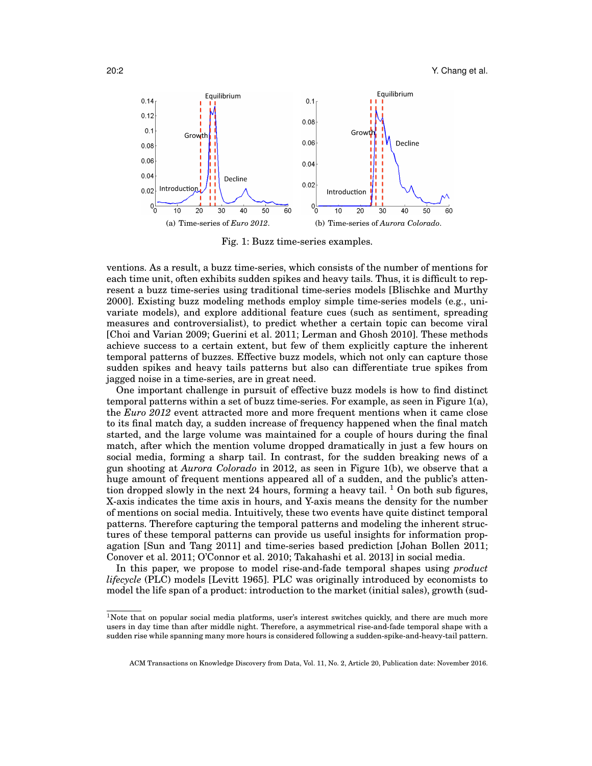(a) Time-series of *Euro 2012*.

(b) Time-series of *Aurora Colorado*.

Fig. 1: Buzz time-series examples.

ventions. As a result, a buzz time-series, which consists of the number of mentions for each time unit, often exhibits sudden spikes and heavy tails. Thus, it is difficult to represent a buzz time-series using traditional time-series models [Blischke and Murthy 2000]. Existing buzz modeling methods employ simple time-series models (e.g., univariate models), and explore additional feature cues (such as sentiment, spreading measures and controversialist), to predict whether a certain topic can become viral [Choi and Varian 2009; Guerini et al. 2011; Lerman and Ghosh 2010]. These methods achieve success to a certain extent, but few of them explicitly capture the inherent temporal patterns of buzzes. Effective buzz models, which not only can capture those sudden spikes and heavy tails patterns but also can differentiate true spikes from jagged noise in a time-series, are in great need.

One important challenge in pursuit of effective buzz models is how to find distinct temporal patterns within a set of buzz time-series. For example, as seen in Figure 1(a), the *Euro 2012* event attracted more and more frequent mentions when it came close to its final match day, a sudden increase of frequency happened when the final match started, and the large volume was maintained for a couple of hours during the final match, after which the mention volume dropped dramatically in just a few hours on social media, forming a sharp tail. In contrast, for the sudden breaking news of a gun shooting at *Aurora Colorado* in 2012, as seen in Figure 1(b), we observe that a huge amount of frequent mentions appeared all of a sudden, and the public's attention dropped slowly in the next 24 hours, forming a heavy tail. [1] On both sub figures, X-axis indicates the time axis in hours, and Y-axis means the density for the number of mentions on social media. Intuitively, these two events have quite distinct temporal patterns. Therefore capturing the temporal patterns and modeling the inherent structures of these temporal patterns can provide us useful insights for information propagation [Sun and Tang 2011] and time-series based prediction [Johan Bollen 2011; Conover et al. 2011; O'Connor et al. 2010; Takahashi et al. 2013] in social media.

In this paper, we propose to model rise-and-fade temporal shapes using *product lifecycle* (PLC) models [Levitt 1965]. PLC was originally introduced by economists to model the life span of a product: introduction to the market (initial sales), growth (sud-

[1] Note that on popular social media platforms, user's interest switches quickly, and there are much more users in day time than after middle night. Therefore, a asymmetrical rise-and-fade temporal shape with a sudden rise while spanning many more hours is considered following a sudden-spike-and-heavy-tail pattern.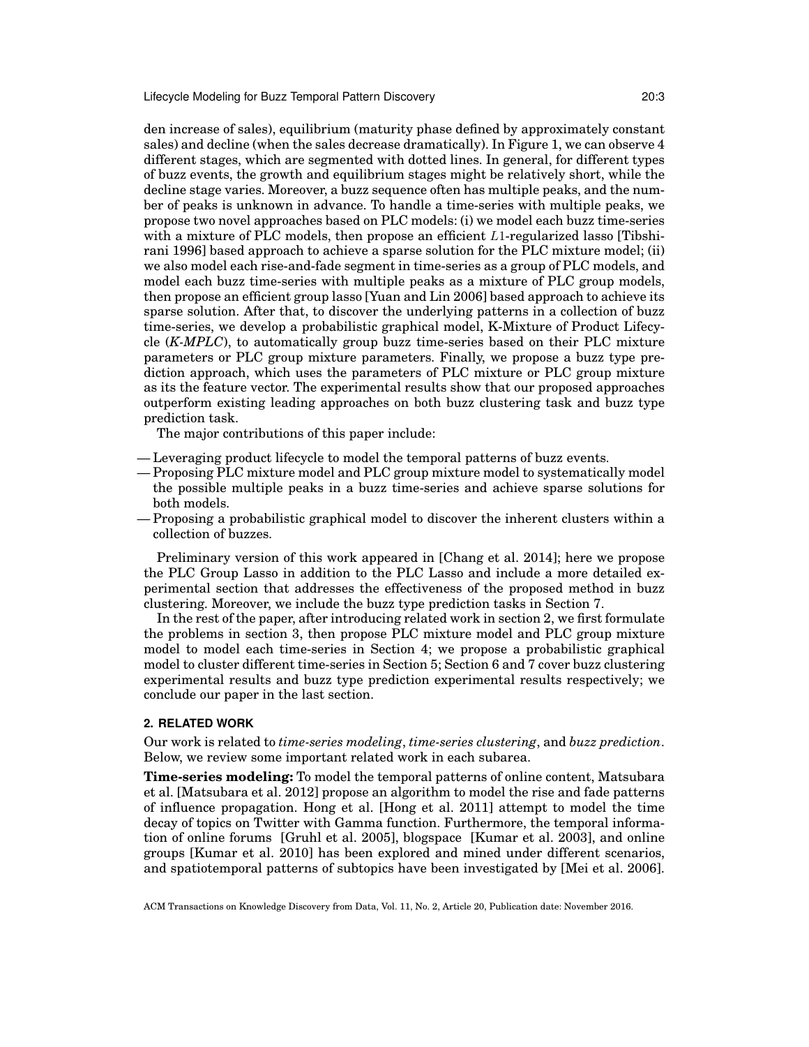den increase of sales), equilibrium (maturity phase defined by approximately constant sales) and decline (when the sales decrease dramatically). In Figure 1, we can observe 4 different stages, which are segmented with dotted lines. In general, for different types of buzz events, the growth and equilibrium stages might be relatively short, while the decline stage varies. Moreover, a buzz sequence often has multiple peaks, and the number of peaks is unknown in advance. To handle a time-series with multiple peaks, we propose two novel approaches based on PLC models: (i) we model each buzz time-series with a mixture of PLC models, then propose an efficient $L1$-regularized lasso [Tibshirani 1996] based approach to achieve a sparse solution for the PLC mixture model; (ii) we also model each rise-and-fade segment in time-series as a group of PLC models, and model each buzz time-series with multiple peaks as a mixture of PLC group models, then propose an efficient group lasso [Yuan and Lin 2006] based approach to achieve its sparse solution. After that, to discover the underlying patterns in a collection of buzz time-series, we develop a probabilistic graphical model, K-Mixture of Product Lifecycle (*K-MPLC*), to automatically group buzz time-series based on their PLC mixture parameters or PLC group mixture parameters. Finally, we propose a buzz type prediction approach, which uses the parameters of PLC mixture or PLC group mixture as its the feature vector. The experimental results show that our proposed approaches outperform existing leading approaches on both buzz clustering task and buzz type prediction task.

The major contributions of this paper include:

- Leveraging product lifecycle to model the temporal patterns of buzz events.
- Proposing PLC mixture model and PLC group mixture model to systematically model the possible multiple peaks in a buzz time-series and achieve sparse solutions for both models.
- Proposing a probabilistic graphical model to discover the inherent clusters within a collection of buzzes.

Preliminary version of this work appeared in [Chang et al. 2014]; here we propose the PLC Group Lasso in addition to the PLC Lasso and include a more detailed experimental section that addresses the effectiveness of the proposed method in buzz clustering. Moreover, we include the buzz type prediction tasks in Section 7.

In the rest of the paper, after introducing related work in section 2, we first formulate the problems in section 3, then propose PLC mixture model and PLC group mixture model to model each time-series in Section 4; we propose a probabilistic graphical model to cluster different time-series in Section 5; Section 6 and 7 cover buzz clustering experimental results and buzz type prediction experimental results respectively; we conclude our paper in the last section.

## 2. RELATED WORK

Our work is related to *time-series modeling*, *time-series clustering*, and *buzz prediction*. Below, we review some important related work in each subarea.

**Time-series modeling:** To model the temporal patterns of online content, Matsubara et al. [Matsubara et al. 2012] propose an algorithm to model the rise and fade patterns of influence propagation. Hong et al. [Hong et al. 2011] attempt to model the time decay of topics on Twitter with Gamma function. Furthermore, the temporal information of online forums [Gruhl et al. 2005], blogspace [Kumar et al. 2003], and online groups [Kumar et al. 2010] has been explored and mined under different scenarios, and spatiotemporal patterns of subtopics have been investigated by [Mei et al. 2006].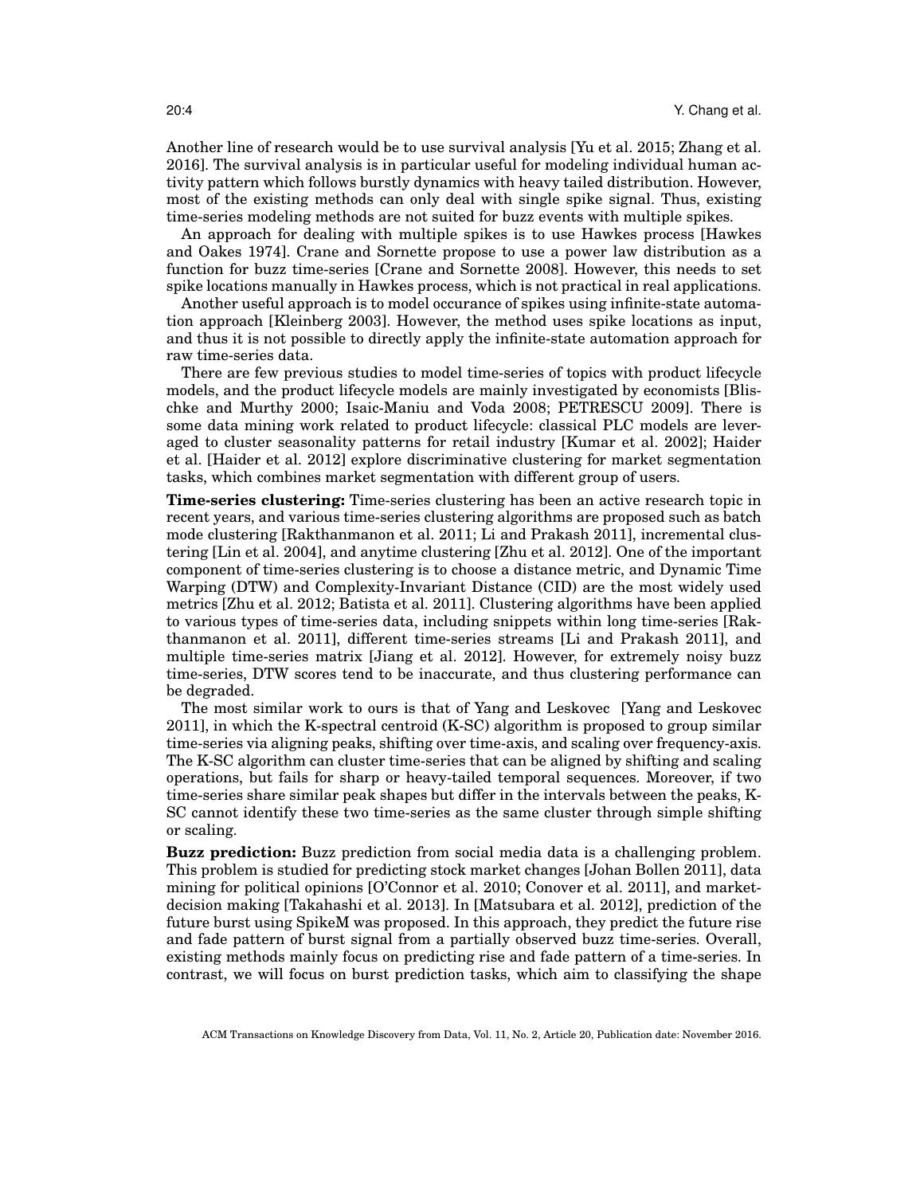Another line of research would be to use survival analysis [Yu et al. 2015; Zhang et al. 2016]. The survival analysis is in particular useful for modeling individual human activity pattern which follows burstly dynamics with heavy tailed distribution. However, most of the existing methods can only deal with single spike signal. Thus, existing time-series modeling methods are not suited for buzz events with multiple spikes.

An approach for dealing with multiple spikes is to use Hawkes process [Hawkes and Oakes 1974]. Crane and Sornette propose to use a power law distribution as a function for buzz time-series [Crane and Sornette 2008]. However, this needs to set spike locations manually in Hawkes process, which is not practical in real applications.

Another useful approach is to model occurance of spikes using infinite-state automation approach [Kleinberg 2003]. However, the method uses spike locations as input, and thus it is not possible to directly apply the infinite-state automation approach for raw time-series data.

There are few previous studies to model time-series of topics with product lifecycle models, and the product lifecycle models are mainly investigated by economists [Blischke and Murthy 2000; Isaic-Maniu and Voda 2008; PETRESCU 2009]. There is some data mining work related to product lifecycle: classical PLC models are leveraged to cluster seasonality patterns for retail industry [Kumar et al. 2002]; Haider et al. [Haider et al. 2012] explore discriminative clustering for market segmentation tasks, which combines market segmentation with different group of users.

**Time-series clustering:** Time-series clustering has been an active research topic in recent years, and various time-series clustering algorithms are proposed such as batch mode clustering [Rakthanmanon et al. 2011; Li and Prakash 2011], incremental clustering [Lin et al. 2004], and anytime clustering [Zhu et al. 2012]. One of the important component of time-series clustering is to choose a distance metric, and Dynamic Time Warping (DTW) and Complexity-Invariant Distance (CID) are the most widely used metrics [Zhu et al. 2012; Batista et al. 2011]. Clustering algorithms have been applied to various types of time-series data, including snippets within long time-series [Rakthanmanon et al. 2011], different time-series streams [Li and Prakash 2011], and multiple time-series matrix [Jiang et al. 2012]. However, for extremely noisy buzz time-series, DTW scores tend to be inaccurate, and thus clustering performance can be degraded.

The most similar work to ours is that of Yang and Leskovec [Yang and Leskovec 2011], in which the K-spectral centroid (K-SC) algorithm is proposed to group similar time-series via aligning peaks, shifting over time-axis, and scaling over frequency-axis. The K-SC algorithm can cluster time-series that can be aligned by shifting and scaling operations, but fails for sharp or heavy-tailed temporal sequences. Moreover, if two time-series share similar peak shapes but differ in the intervals between the peaks, K-SC cannot identify these two time-series as the same cluster through simple shifting or scaling.

**Buzz prediction:** Buzz prediction from social media data is a challenging problem. This problem is studied for predicting stock market changes [Johan Bollen 2011], data mining for political opinions [O'Connor et al. 2010; Conover et al. 2011], and market-decision making [Takahashi et al. 2013]. In [Matsubara et al. 2012], prediction of the future burst using SpikeM was proposed. In this approach, they predict the future rise and fade pattern of burst signal from a partially observed buzz time-series. Overall, existing methods mainly focus on predicting rise and fade pattern of a time-series. In contrast, we will focus on burst prediction tasks, which aim to classifying the shape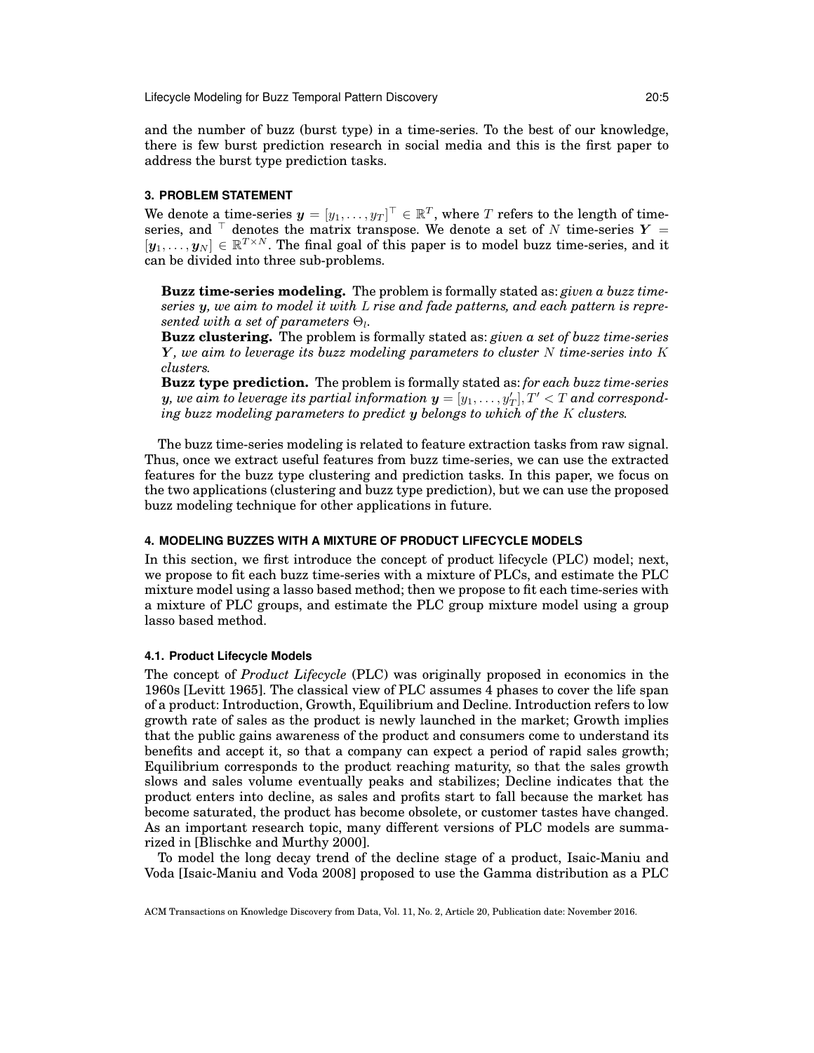and the number of buzz (burst type) in a time-series. To the best of our knowledge, there is few burst prediction research in social media and this is the first paper to address the burst type prediction tasks.

## 3. PROBLEM STATEMENT

We denote a time-series $\boldsymbol{y} = [y_1, \dots, y_T]^\top \in \mathbb{R}^T$, where $T$ refers to the length of time-series, and $^\top$ denotes the matrix transpose. We denote a set of $N$ time-series $\boldsymbol{Y} = [\boldsymbol{y}_1, \dots, \boldsymbol{y}_N] \in \mathbb{R}^{T \times N}$. The final goal of this paper is to model buzz time-series, and it can be divided into three sub-problems.

**Buzz time-series modeling.** The problem is formally stated as: *given a buzz time-series $\boldsymbol{y}$, we aim to model it with $L$ rise and fade patterns, and each pattern is represented with a set of parameters $\Theta_l$.*

**Buzz clustering.** The problem is formally stated as: *given a set of buzz time-series $\boldsymbol{Y}$, we aim to leverage its buzz modeling parameters to cluster $N$ time-series into $K$ clusters.*

**Buzz type prediction.** The problem is formally stated as: *for each buzz time-series $\boldsymbol{y}$, we aim to leverage its partial information $\boldsymbol{y} = [y_1, \dots, y'_T], T' < T$ and corresponding buzz modeling parameters to predict $\boldsymbol{y}$ belongs to which of the $K$ clusters.*

The buzz time-series modeling is related to feature extraction tasks from raw signal. Thus, once we extract useful features from buzz time-series, we can use the extracted features for the buzz type clustering and prediction tasks. In this paper, we focus on the two applications (clustering and buzz type prediction), but we can use the proposed buzz modeling technique for other applications in future.

## 4. MODELING BUZZES WITH A MIXTURE OF PRODUCT LIFECYCLE MODELS

In this section, we first introduce the concept of product lifecycle (PLC) model; next, we propose to fit each buzz time-series with a mixture of PLCs, and estimate the PLC mixture model using a lasso based method; then we propose to fit each time-series with a mixture of PLC groups, and estimate the PLC group mixture model using a group lasso based method.

### 4.1. Product Lifecycle Models

The concept of *Product Lifecycle* (PLC) was originally proposed in economics in the 1960s [Levitt 1965]. The classical view of PLC assumes 4 phases to cover the life span of a product: Introduction, Growth, Equilibrium and Decline. Introduction refers to low growth rate of sales as the product is newly launched in the market; Growth implies that the public gains awareness of the product and consumers come to understand its benefits and accept it, so that a company can expect a period of rapid sales growth; Equilibrium corresponds to the product reaching maturity, so that the sales growth slows and sales volume eventually peaks and stabilizes; Decline indicates that the product enters into decline, as sales and profits start to fall because the market has become saturated, the product has become obsolete, or customer tastes have changed. As an important research topic, many different versions of PLC models are summarized in [Blischke and Murthy 2000].

To model the long decay trend of the decline stage of a product, Isaic-Maniu and Voda [Isaic-Maniu and Voda 2008] proposed to use the Gamma distribution as a PLC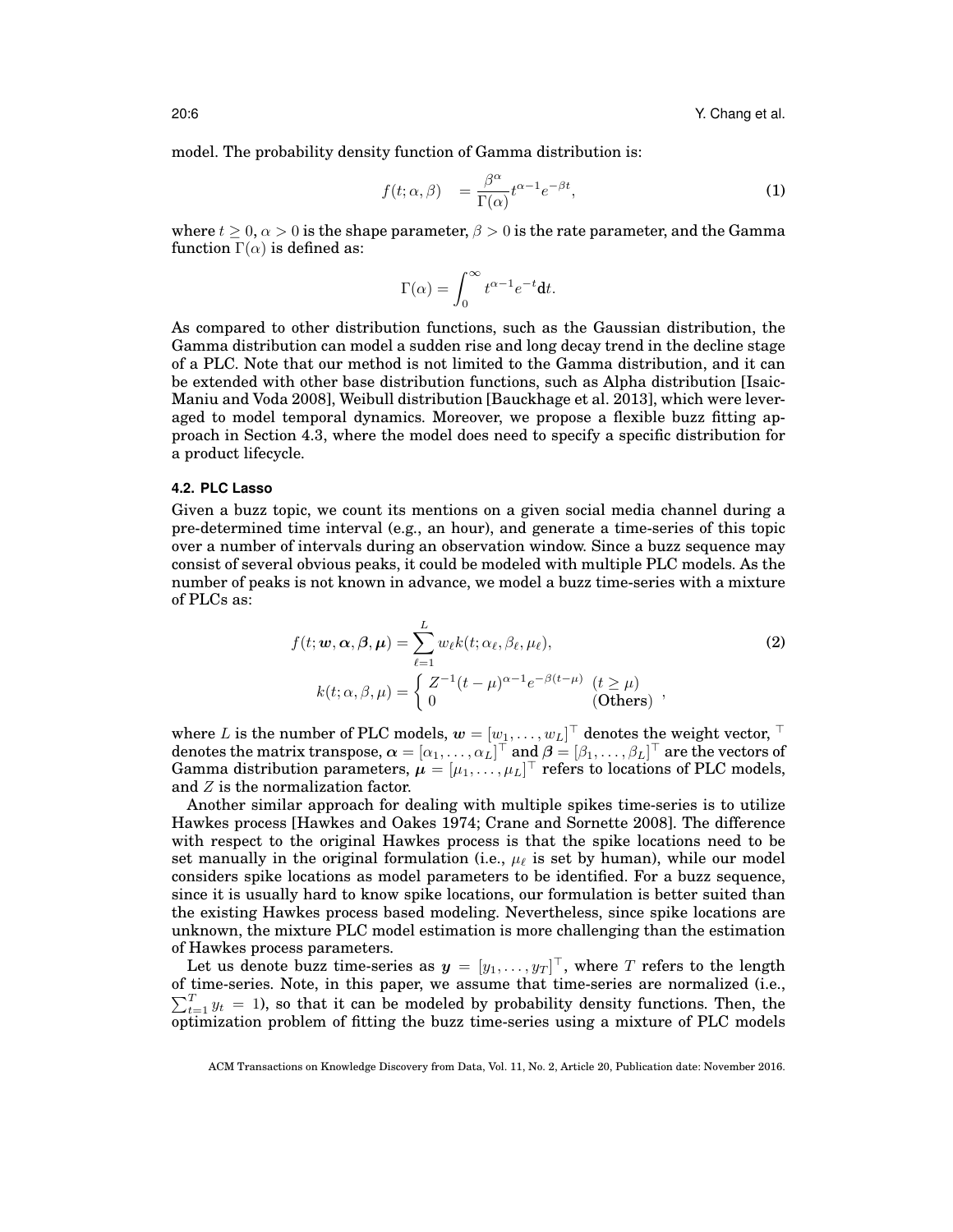model. The probability density function of Gamma distribution is:

$$f(t; \alpha, \beta) \quad = \frac{\beta^{\alpha}}{\Gamma(\alpha)} t^{\alpha-1} e^{-\beta t}, \tag{1}$$

where $t \geq 0$, $\alpha > 0$ is the shape parameter, $\beta > 0$ is the rate parameter, and the Gamma function $\Gamma(\alpha)$ is defined as:

$$\Gamma(\alpha) = \int_0^{\infty} t^{\alpha-1} e^{-t} \mathrm{d}t.$$

As compared to other distribution functions, such as the Gaussian distribution, the Gamma distribution can model a sudden rise and long decay trend in the decline stage of a PLC. Note that our method is not limited to the Gamma distribution, and it can be extended with other base distribution functions, such as Alpha distribution [Isaic-Maniu and Voda 2008], Weibull distribution [Bauckhage et al. 2013], which were leveraged to model temporal dynamics. Moreover, we propose a flexible buzz fitting approach in Section 4.3, where the model does need to specify a specific distribution for a product lifecycle.

### 4.2. PLC Lasso

Given a buzz topic, we count its mentions on a given social media channel during a pre-determined time interval (e.g., an hour), and generate a time-series of this topic over a number of intervals during an observation window. Since a buzz sequence may consist of several obvious peaks, it could be modeled with multiple PLC models. As the number of peaks is not known in advance, we model a buzz time-series with a mixture of PLCs as:

$$f(t; \boldsymbol{w}, \boldsymbol{\alpha}, \boldsymbol{\beta}, \boldsymbol{\mu}) = \sum_{\ell=1}^{L} w_{\ell} k(t; \alpha_{\ell}, \beta_{\ell}, \mu_{\ell}), \tag{2}$$

$$k(t; \alpha, \beta, \mu) = \begin{cases} Z^{-1}(t-\mu)^{\alpha-1} e^{-\beta(t-\mu)} & (t \geq \mu) \\ 0 & (\text{Others}) \end{cases},$$

where $L$ is the number of PLC models, $\boldsymbol{w} = [w_1, \ldots, w_L]^{\top}$ denotes the weight vector, $^{\top}$ denotes the matrix transpose, $\boldsymbol{\alpha} = [\alpha_1, \ldots, \alpha_L]^{\top}$ and $\boldsymbol{\beta} = [\beta_1, \ldots, \beta_L]^{\top}$ are the vectors of Gamma distribution parameters, $\boldsymbol{\mu} = [\mu_1, \ldots, \mu_L]^{\top}$ refers to locations of PLC models, and $Z$ is the normalization factor.

Another similar approach for dealing with multiple spikes time-series is to utilize Hawkes process [Hawkes and Oakes 1974; Crane and Sornette 2008]. The difference with respect to the original Hawkes process is that the spike locations need to be set manually in the original formulation (i.e., $\mu_{\ell}$ is set by human), while our model considers spike locations as model parameters to be identified. For a buzz sequence, since it is usually hard to know spike locations, our formulation is better suited than the existing Hawkes process based modeling. Nevertheless, since spike locations are unknown, the mixture PLC model estimation is more challenging than the estimation of Hawkes process parameters.

Let us denote buzz time-series as $\boldsymbol{y} = [y_1, \ldots, y_T]^{\top}$, where $T$ refers to the length of time-series. Note, in this paper, we assume that time-series are normalized (i.e., $\sum_{t=1}^{T} y_t = 1$), so that it can be modeled by probability density functions. Then, the optimization problem of fitting the buzz time-series using a mixture of PLC models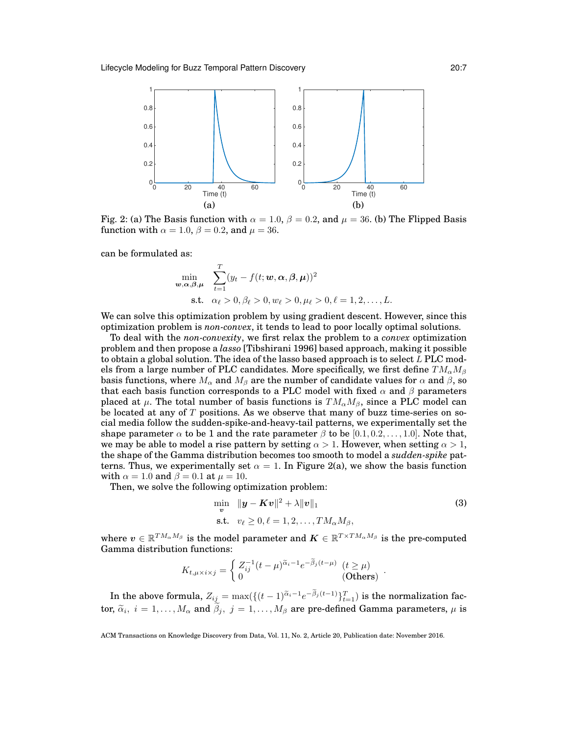Fig. 2: (a) The Basis function with $\alpha = 1.0$, $\beta = 0.2$, and $\mu = 36$. (b) The Flipped Basis function with $\alpha = 1.0$, $\beta = 0.2$, and $\mu = 36$.

can be formulated as:

$$\min_{\boldsymbol{w},\boldsymbol{\alpha},\boldsymbol{\beta},\boldsymbol{\mu}} \quad \sum_{t=1}^{T}(y_t - f(t; \boldsymbol{w}, \boldsymbol{\alpha}, \boldsymbol{\beta}, \boldsymbol{\mu}))^2$$
$$\text{s.t.} \quad \alpha_\ell > 0, \beta_\ell > 0, w_\ell > 0, \mu_\ell > 0, \ell = 1, 2, \ldots, L.$$

We can solve this optimization problem by using gradient descent. However, since this optimization problem is *non-convex*, it tends to lead to poor locally optimal solutions.

To deal with the *non-convexity*, we first relax the problem to a *convex* optimization problem and then propose a *lasso* [Tibshirani 1996] based approach, making it possible to obtain a global solution. The idea of the lasso based approach is to select $L$ PLC models from a large number of PLC candidates. More specifically, we first define $TM_\alpha M_\beta$ basis functions, where $M_\alpha$ and $M_\beta$ are the number of candidate values for $\alpha$ and $\beta$, so that each basis function corresponds to a PLC model with fixed $\alpha$ and $\beta$ parameters placed at $\mu$. The total number of basis functions is $TM_\alpha M_\beta$, since a PLC model can be located at any of $T$ positions. As we observe that many of buzz time-series on social media follow the sudden-spike-and-heavy-tail patterns, we experimentally set the shape parameter $\alpha$ to be 1 and the rate parameter $\beta$ to be $[0.1, 0.2, \ldots, 1.0]$. Note that, we may be able to model a rise pattern by setting $\alpha > 1$. However, when setting $\alpha > 1$, the shape of the Gamma distribution becomes too smooth to model a *sudden-spike* patterns. Thus, we experimentally set $\alpha = 1$. In Figure 2(a), we show the basis function with $\alpha = 1.0$ and $\beta = 0.1$ at $\mu = 10$.

Then, we solve the following optimization problem:

$$\min_{\boldsymbol{v}} \quad \|\boldsymbol{y} - \boldsymbol{K}\boldsymbol{v}\|^2 + \lambda\|\boldsymbol{v}\|_1 \tag{3}$$
$$\text{s.t.} \quad v_\ell \geq 0, \ell = 1, 2, \ldots, TM_\alpha M_\beta,$$

where $\boldsymbol{v} \in \mathbb{R}^{TM_\alpha M_\beta}$ is the model parameter and $\boldsymbol{K} \in \mathbb{R}^{T \times TM_\alpha M_\beta}$ is the pre-computed Gamma distribution functions:

$$K_{t,\mu \times i \times j} = \begin{cases} Z_{ij}^{-1}(t-\mu)^{\widetilde{\alpha}_i - 1} e^{-\widetilde{\beta}_j (t-\mu)} & (t \geq \mu) \\ 0 & (\text{Others}) \end{cases}.$$

In the above formula, $Z_{ij} = \max(\{(t-1)^{\widetilde{\alpha}_i - 1} e^{-\widetilde{\beta}_j (t-1)}\}_{t=1}^{T})$ is the normalization factor, $\widetilde{\alpha}_i,\ i = 1, \ldots, M_\alpha$ and $\widetilde{\beta}_j,\ j = 1, \ldots, M_\beta$ are pre-defined Gamma parameters, $\mu$ is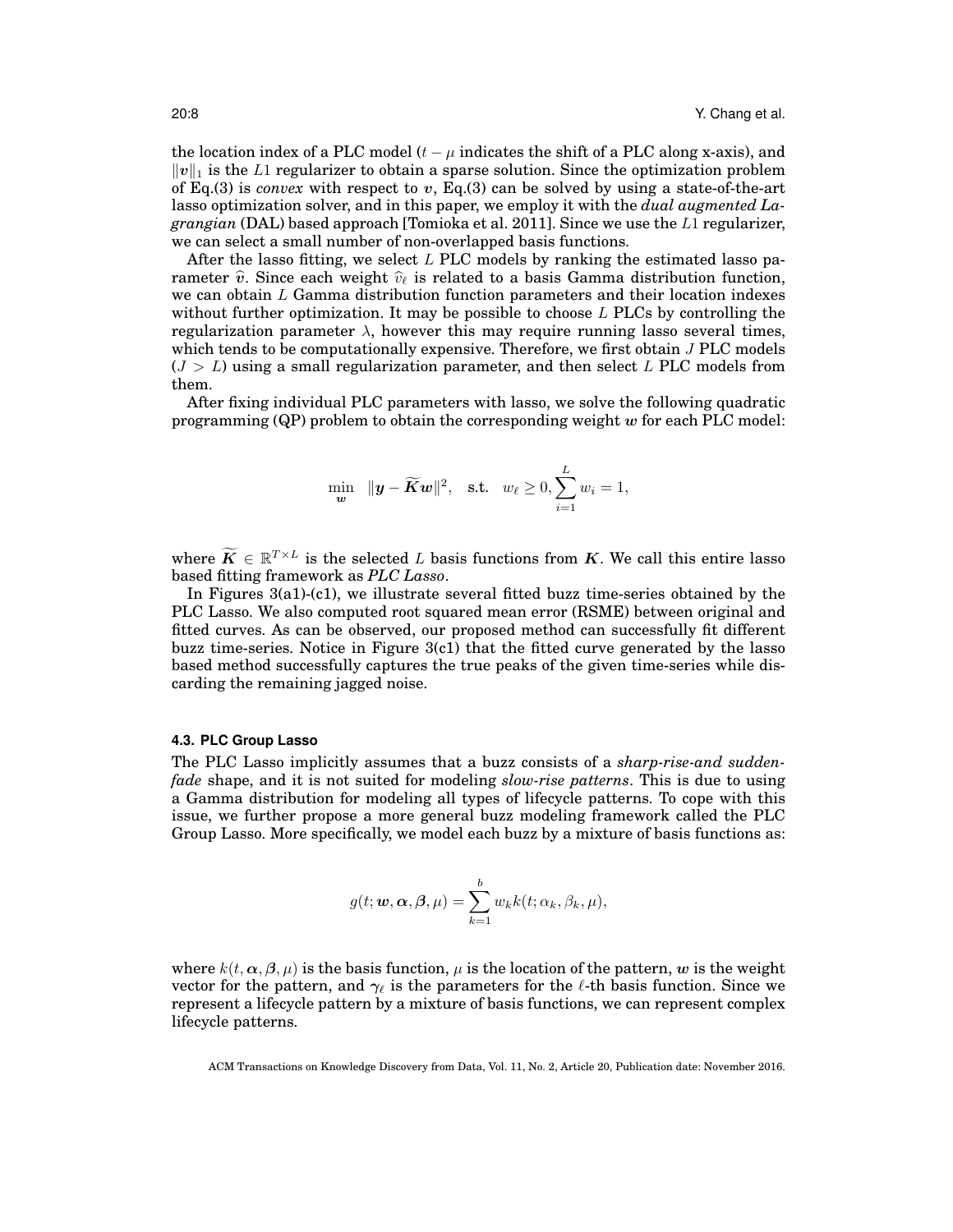the location index of a PLC model ($t - \mu$ indicates the shift of a PLC along x-axis), and $\|\boldsymbol{v}\|_1$ is the $L1$ regularizer to obtain a sparse solution. Since the optimization problem of Eq.(3) is *convex* with respect to $\boldsymbol{v}$, Eq.(3) can be solved by using a state-of-the-art lasso optimization solver, and in this paper, we employ it with the *dual augmented Lagrangian* (DAL) based approach [Tomioka et al. 2011]. Since we use the $L1$ regularizer, we can select a small number of non-overlapped basis functions.

After the lasso fitting, we select $L$ PLC models by ranking the estimated lasso parameter $\widehat{\boldsymbol{v}}$. Since each weight $\widehat{v}_\ell$ is related to a basis Gamma distribution function, we can obtain $L$ Gamma distribution function parameters and their location indexes without further optimization. It may be possible to choose $L$ PLCs by controlling the regularization parameter $\lambda$, however this may require running lasso several times, which tends to be computationally expensive. Therefore, we first obtain $J$ PLC models ($J > L$) using a small regularization parameter, and then select $L$ PLC models from them.

After fixing individual PLC parameters with lasso, we solve the following quadratic programming (QP) problem to obtain the corresponding weight $\boldsymbol{w}$ for each PLC model:

$$\min_{\boldsymbol{w}} \quad \|\boldsymbol{y} - \widetilde{\boldsymbol{K}}\boldsymbol{w}\|^2, \quad \text{s.t.} \quad w_\ell \geq 0, \sum_{i=1}^{L} w_i = 1,$$

where $\widetilde{\boldsymbol{K}} \in \mathbb{R}^{T \times L}$ is the selected $L$ basis functions from $\boldsymbol{K}$. We call this entire lasso based fitting framework as *PLC Lasso*.

In Figures 3(a1)-(c1), we illustrate several fitted buzz time-series obtained by the PLC Lasso. We also computed root squared mean error (RSME) between original and fitted curves. As can be observed, our proposed method can successfully fit different buzz time-series. Notice in Figure 3(c1) that the fitted curve generated by the lasso based method successfully captures the true peaks of the given time-series while discarding the remaining jagged noise.

### 4.3. PLC Group Lasso

The PLC Lasso implicitly assumes that a buzz consists of a *sharp-rise-and sudden-fade* shape, and it is not suited for modeling *slow-rise patterns*. This is due to using a Gamma distribution for modeling all types of lifecycle patterns. To cope with this issue, we further propose a more general buzz modeling framework called the PLC Group Lasso. More specifically, we model each buzz by a mixture of basis functions as:

$$g(t; \boldsymbol{w}, \boldsymbol{\alpha}, \boldsymbol{\beta}, \mu) = \sum_{k=1}^{b} w_k k(t; \alpha_k, \beta_k, \mu),$$

where $k(t, \boldsymbol{\alpha}, \boldsymbol{\beta}, \mu)$ is the basis function, $\mu$ is the location of the pattern, $\boldsymbol{w}$ is the weight vector for the pattern, and $\boldsymbol{\gamma}_\ell$ is the parameters for the $\ell$-th basis function. Since we represent a lifecycle pattern by a mixture of basis functions, we can represent complex lifecycle patterns.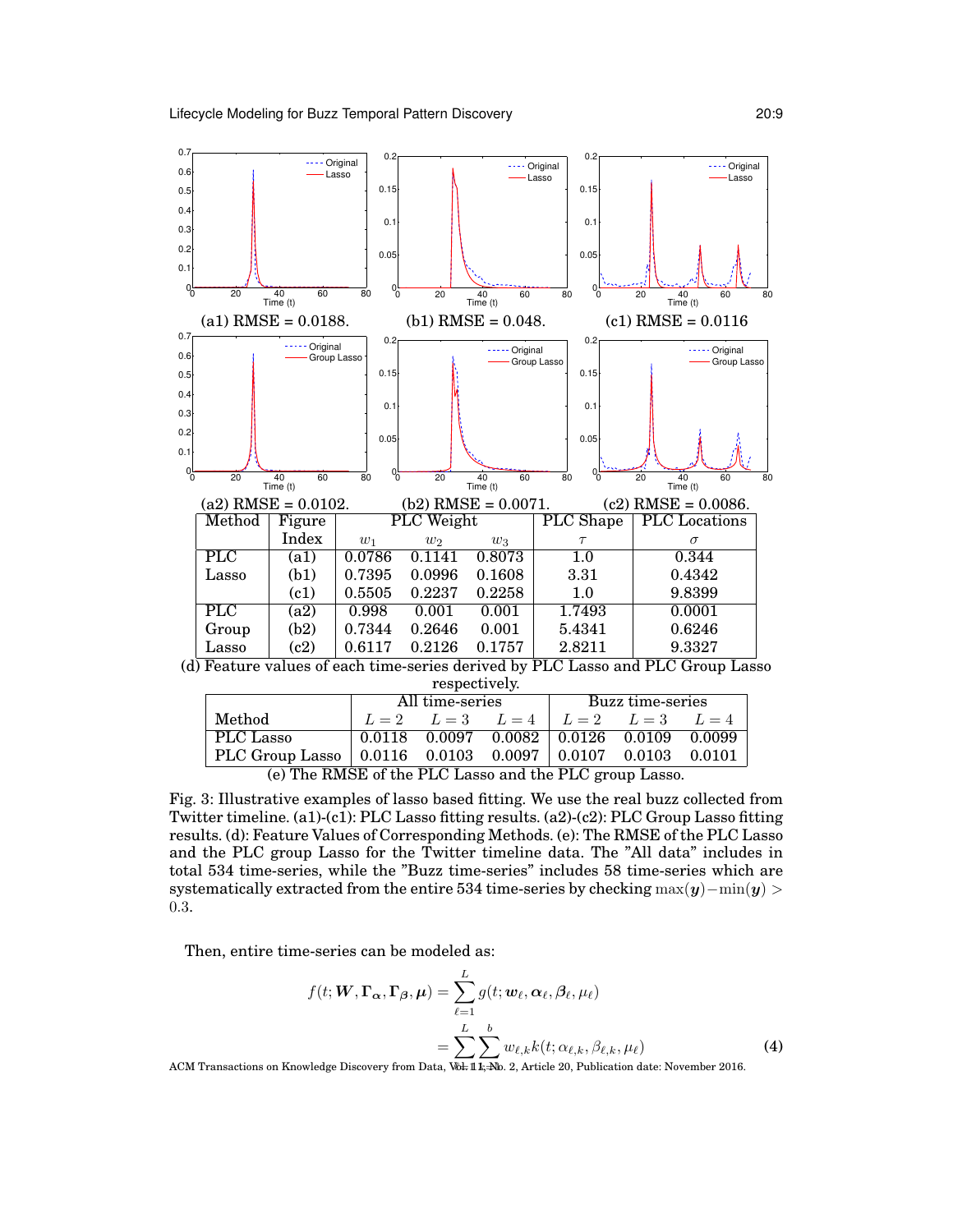(a1) RMSE = 0.0188. (b1) RMSE = 0.048. (c1) RMSE = 0.0116

(a2) RMSE = 0.0102. (b2) RMSE = 0.0071. (c2) RMSE = 0.0086.

| Method | Figure Index | PLC Weight | | | PLC Shape | PLC Locations |
|---|---|---|---|---|---|---|
| | | $w_1$ | $w_2$ | $w_3$ | $\tau$ | $\sigma$ |
| PLC Lasso | (a1) | 0.0786 | 0.1141 | 0.8073 | 1.0 | 0.344 |
| | (b1) | 0.7395 | 0.0996 | 0.1608 | 3.31 | 0.4342 |
| | (c1) | 0.5505 | 0.2237 | 0.2258 | 1.0 | 9.8399 |
| PLC Group Lasso | (a2) | 0.998 | 0.001 | 0.001 | 1.7493 | 0.0001 |
| | (b2) | 0.7344 | 0.2646 | 0.001 | 5.4341 | 0.6246 |
| | (c2) | 0.6117 | 0.2126 | 0.1757 | 2.8211 | 9.3327 |

(d) Feature values of each time-series derived by PLC Lasso and PLC Group Lasso respectively.

| Method | All time-series | | | Buzz time-series | | |
|---|---|---|---|---|---|---|
| | $L=2$ | $L=3$ | $L=4$ | $L=2$ | $L=3$ | $L=4$ |
| PLC Lasso | 0.0118 | 0.0097 | 0.0082 | 0.0126 | 0.0109 | 0.0099 |
| PLC Group Lasso | 0.0116 | 0.0103 | 0.0097 | 0.0107 | 0.0103 | 0.0101 |

(e) The RMSE of the PLC Lasso and the PLC group Lasso.

Fig. 3: Illustrative examples of lasso based fitting. We use the real buzz collected from Twitter timeline. (a1)-(c1): PLC Lasso fitting results. (a2)-(c2): PLC Group Lasso fitting results. (d): Feature Values of Corresponding Methods. (e): The RMSE of the PLC Lasso and the PLC group Lasso for the Twitter timeline data. The "All data" includes in total 534 time-series, while the "Buzz time-series" includes 58 time-series which are systematically extracted from the entire 534 time-series by checking $\max(\boldsymbol{y}) - \min(\boldsymbol{y}) > 0.3$.

Then, entire time-series can be modeled as:

$$
\begin{aligned}
f(t; \boldsymbol{W}, \boldsymbol{\Gamma}_{\boldsymbol{\alpha}}, \boldsymbol{\Gamma}_{\boldsymbol{\beta}}, \boldsymbol{\mu}) &= \sum_{\ell=1}^{L} g(t; \boldsymbol{w}_{\ell}, \boldsymbol{\alpha}_{\ell}, \boldsymbol{\beta}_{\ell}, \mu_{\ell}) \\
&= \sum_{\ell=1}^{L} \sum_{k=1}^{b} w_{\ell,k} k(t; \alpha_{\ell,k}, \beta_{\ell,k}, \mu_{\ell})
\end{aligned} \tag{4}
$$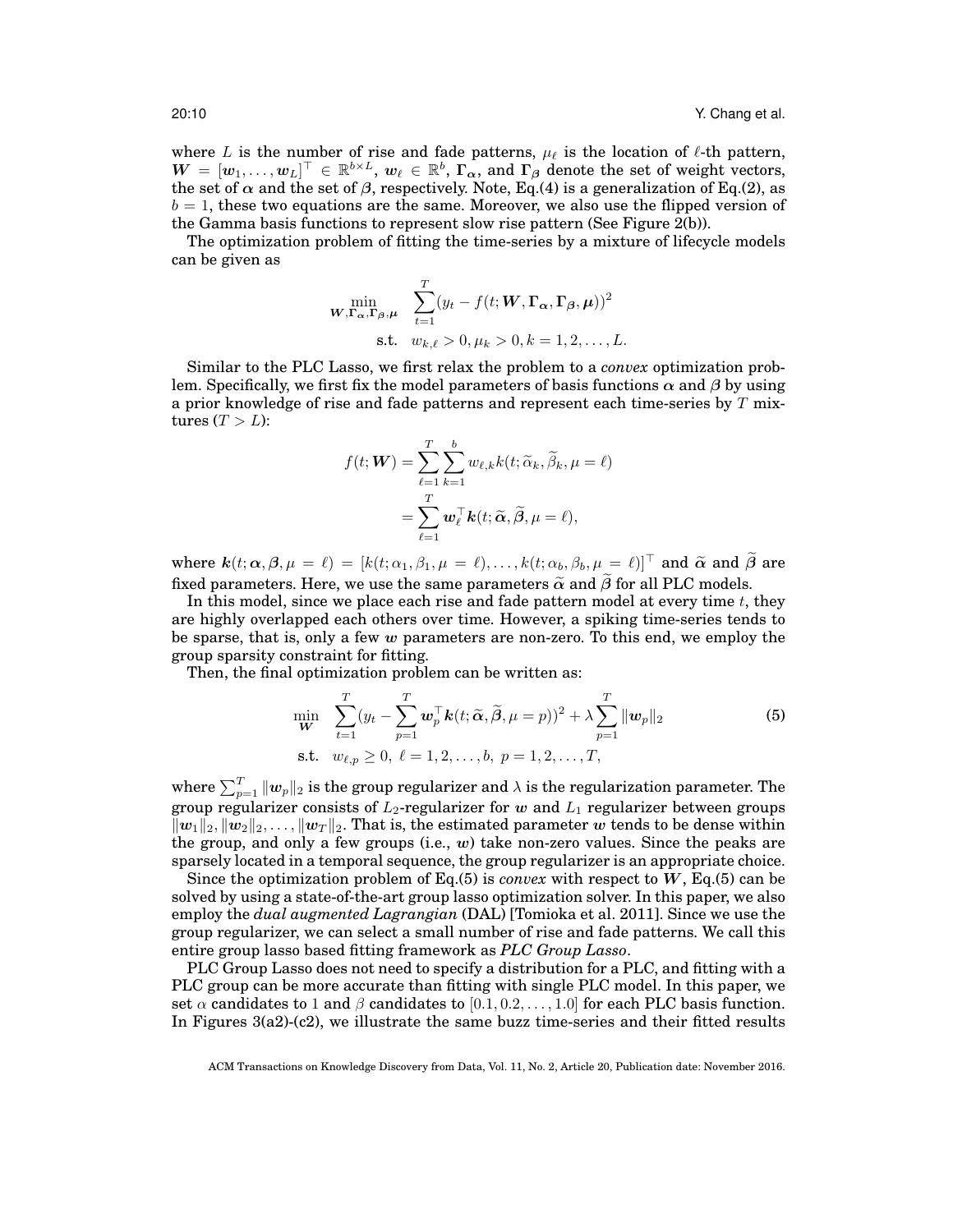where $L$ is the number of rise and fade patterns, $\mu_\ell$ is the location of $\ell$-th pattern, $\boldsymbol{W} = [\boldsymbol{w}_1, \ldots, \boldsymbol{w}_L]^\top \in \mathbb{R}^{b \times L}$, $\boldsymbol{w}_\ell \in \mathbb{R}^b$, $\boldsymbol{\Gamma}_{\boldsymbol{\alpha}}$, and $\boldsymbol{\Gamma}_{\boldsymbol{\beta}}$ denote the set of weight vectors, the set of $\boldsymbol{\alpha}$ and the set of $\boldsymbol{\beta}$, respectively. Note, Eq.(4) is a generalization of Eq.(2), as $b = 1$, these two equations are the same. Moreover, we also use the flipped version of the Gamma basis functions to represent slow rise pattern (See Figure 2(b)).

The optimization problem of fitting the time-series by a mixture of lifecycle models can be given as

$$
\begin{aligned}
\min_{\boldsymbol{W}, \boldsymbol{\Gamma}_{\boldsymbol{\alpha}}, \boldsymbol{\Gamma}_{\boldsymbol{\beta}}, \boldsymbol{\mu}} \quad & \sum_{t=1}^{T} (y_t - f(t; \boldsymbol{W}, \boldsymbol{\Gamma}_{\boldsymbol{\alpha}}, \boldsymbol{\Gamma}_{\boldsymbol{\beta}}, \boldsymbol{\mu}))^2 \\
\text{s.t.} \quad & w_{k,\ell} > 0, \mu_k > 0, k = 1, 2, \ldots, L.
\end{aligned}
$$

Similar to the PLC Lasso, we first relax the problem to a *convex* optimization problem. Specifically, we first fix the model parameters of basis functions $\boldsymbol{\alpha}$ and $\boldsymbol{\beta}$ by using a prior knowledge of rise and fade patterns and represent each time-series by $T$ mixtures ($T > L$):

$$
\begin{aligned}
f(t; \boldsymbol{W}) &= \sum_{\ell=1}^{T} \sum_{k=1}^{b} w_{\ell,k} k(t; \widetilde{\alpha}_k, \widetilde{\beta}_k, \mu = \ell) \\
&= \sum_{\ell=1}^{T} \boldsymbol{w}_\ell^\top \boldsymbol{k}(t; \widetilde{\boldsymbol{\alpha}}, \widetilde{\boldsymbol{\beta}}, \mu = \ell),
\end{aligned}
$$

where $\boldsymbol{k}(t; \boldsymbol{\alpha}, \boldsymbol{\beta}, \mu = \ell) = [k(t; \alpha_1, \beta_1, \mu = \ell), \ldots, k(t; \alpha_b, \beta_b, \mu = \ell)]^\top$ and $\widetilde{\boldsymbol{\alpha}}$ and $\widetilde{\boldsymbol{\beta}}$ are fixed parameters. Here, we use the same parameters $\widetilde{\boldsymbol{\alpha}}$ and $\widetilde{\boldsymbol{\beta}}$ for all PLC models.

In this model, since we place each rise and fade pattern model at every time $t$, they are highly overlapped each others over time. However, a spiking time-series tends to be sparse, that is, only a few $\boldsymbol{w}$ parameters are non-zero. To this end, we employ the group sparsity constraint for fitting.

Then, the final optimization problem can be written as:

$$
\begin{aligned}
\min_{\boldsymbol{W}} \quad & \sum_{t=1}^{T} (y_t - \sum_{p=1}^{T} \boldsymbol{w}_p^\top \boldsymbol{k}(t; \widetilde{\boldsymbol{\alpha}}, \widetilde{\boldsymbol{\beta}}, \mu = p))^2 + \lambda \sum_{p=1}^{T} \|\boldsymbol{w}_p\|_2 \\
\text{s.t.} \quad & w_{\ell,p} \geq 0, \; \ell = 1, 2, \ldots, b, \; p = 1, 2, \ldots, T,
\end{aligned} \tag{5}
$$

where $\sum_{p=1}^{T} \|\boldsymbol{w}_p\|_2$ is the group regularizer and $\lambda$ is the regularization parameter. The group regularizer consists of $L_2$-regularizer for $\boldsymbol{w}$ and $L_1$ regularizer between groups $\|\boldsymbol{w}_1\|_2, \|\boldsymbol{w}_2\|_2, \ldots, \|\boldsymbol{w}_T\|_2$. That is, the estimated parameter $\boldsymbol{w}$ tends to be dense within the group, and only a few groups (i.e., $\boldsymbol{w}$) take non-zero values. Since the peaks are sparsely located in a temporal sequence, the group regularizer is an appropriate choice.

Since the optimization problem of Eq.(5) is *convex* with respect to $\boldsymbol{W}$, Eq.(5) can be solved by using a state-of-the-art group lasso optimization solver. In this paper, we also employ the *dual augmented Lagrangian* (DAL) [Tomioka et al. 2011]. Since we use the group regularizer, we can select a small number of rise and fade patterns. We call this entire group lasso based fitting framework as *PLC Group Lasso*.

PLC Group Lasso does not need to specify a distribution for a PLC, and fitting with a PLC group can be more accurate than fitting with single PLC model. In this paper, we set $\alpha$ candidates to 1 and $\beta$ candidates to $[0.1, 0.2, \ldots, 1.0]$ for each PLC basis function. In Figures 3(a2)-(c2), we illustrate the same buzz time-series and their fitted results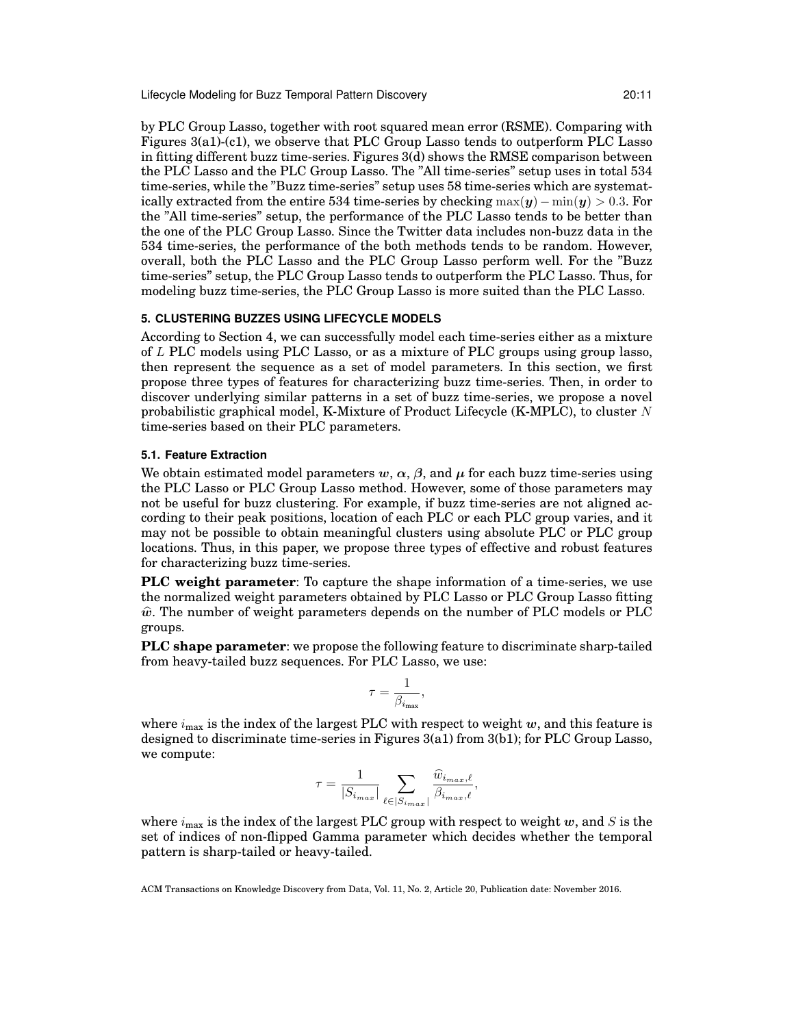by PLC Group Lasso, together with root squared mean error (RSME). Comparing with Figures 3(a1)-(c1), we observe that PLC Group Lasso tends to outperform PLC Lasso in fitting different buzz time-series. Figures 3(d) shows the RMSE comparison between the PLC Lasso and the PLC Group Lasso. The "All time-series" setup uses in total 534 time-series, while the "Buzz time-series" setup uses 58 time-series which are systematically extracted from the entire 534 time-series by checking $\max(\boldsymbol{y}) - \min(\boldsymbol{y}) > 0.3$. For the "All time-series" setup, the performance of the PLC Lasso tends to be better than the one of the PLC Group Lasso. Since the Twitter data includes non-buzz data in the 534 time-series, the performance of the both methods tends to be random. However, overall, both the PLC Lasso and the PLC Group Lasso perform well. For the "Buzz time-series" setup, the PLC Group Lasso tends to outperform the PLC Lasso. Thus, for modeling buzz time-series, the PLC Group Lasso is more suited than the PLC Lasso.

## 5. CLUSTERING BUZZES USING LIFECYCLE MODELS

According to Section 4, we can successfully model each time-series either as a mixture of $L$ PLC models using PLC Lasso, or as a mixture of PLC groups using group lasso, then represent the sequence as a set of model parameters. In this section, we first propose three types of features for characterizing buzz time-series. Then, in order to discover underlying similar patterns in a set of buzz time-series, we propose a novel probabilistic graphical model, K-Mixture of Product Lifecycle (K-MPLC), to cluster $N$ time-series based on their PLC parameters.

### 5.1. Feature Extraction

We obtain estimated model parameters $\boldsymbol{w}$, $\boldsymbol{\alpha}$, $\boldsymbol{\beta}$, and $\boldsymbol{\mu}$ for each buzz time-series using the PLC Lasso or PLC Group Lasso method. However, some of those parameters may not be useful for buzz clustering. For example, if buzz time-series are not aligned according to their peak positions, location of each PLC or each PLC group varies, and it may not be possible to obtain meaningful clusters using absolute PLC or PLC group locations. Thus, in this paper, we propose three types of effective and robust features for characterizing buzz time-series.

**PLC weight parameter**: To capture the shape information of a time-series, we use the normalized weight parameters obtained by PLC Lasso or PLC Group Lasso fitting $\widehat{\boldsymbol{w}}$. The number of weight parameters depends on the number of PLC models or PLC groups.

**PLC shape parameter**: we propose the following feature to discriminate sharp-tailed from heavy-tailed buzz sequences. For PLC Lasso, we use:

$$\tau = \frac{1}{\beta_{i_{\max}}},$$

where $i_{\max}$ is the index of the largest PLC with respect to weight $\boldsymbol{w}$, and this feature is designed to discriminate time-series in Figures 3(a1) from 3(b1); for PLC Group Lasso, we compute:

$$\tau = \frac{1}{|S_{i_{max}}|} \sum_{\ell \in |S_{i_{max}}|} \frac{\widehat{w}_{i_{max},\ell}}{\beta_{i_{max},\ell}},$$

where $i_{\max}$ is the index of the largest PLC group with respect to weight $\boldsymbol{w}$, and $S$ is the set of indices of non-flipped Gamma parameter which decides whether the temporal pattern is sharp-tailed or heavy-tailed.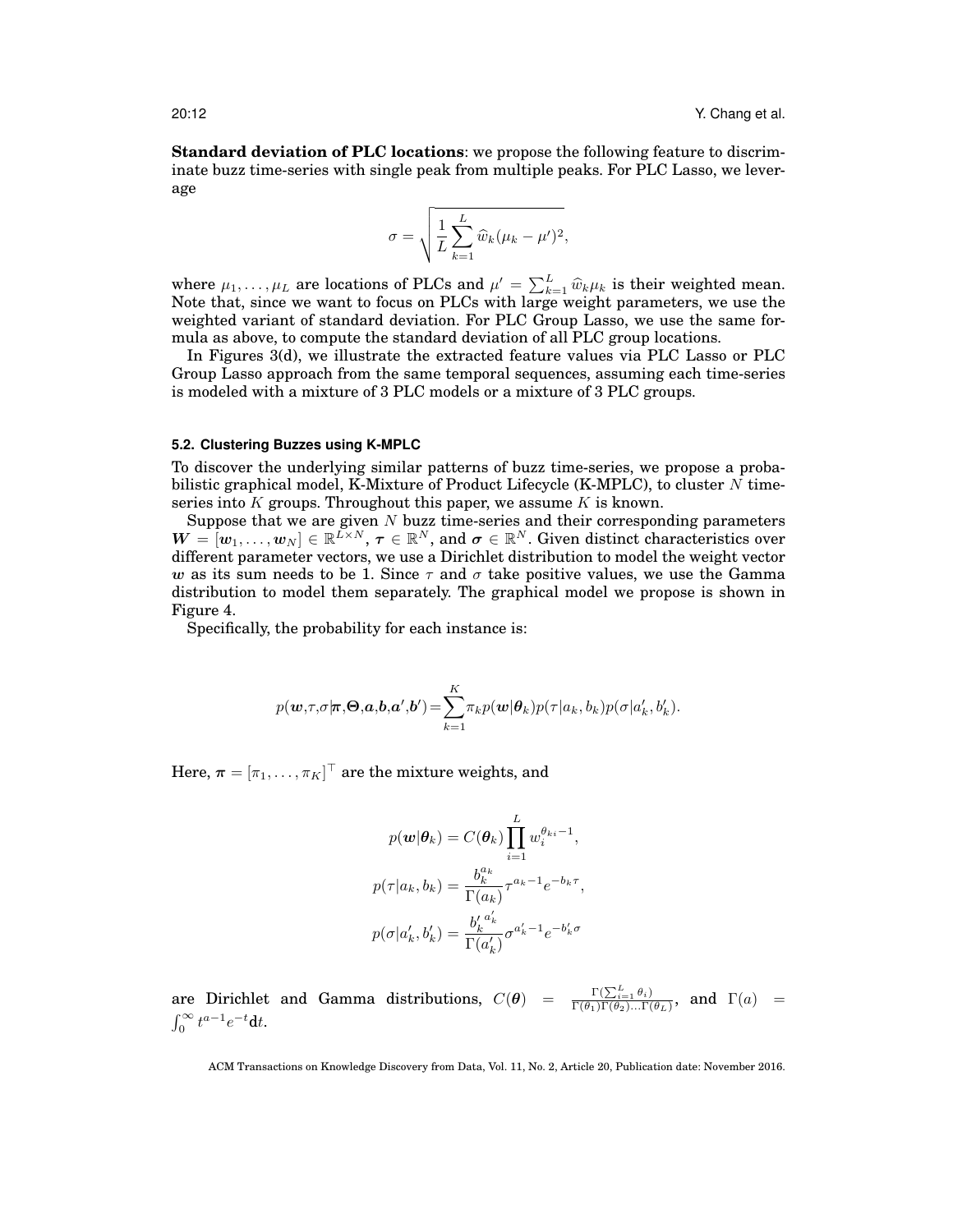**Standard deviation of PLC locations**: we propose the following feature to discriminate buzz time-series with single peak from multiple peaks. For PLC Lasso, we leverage

$$\sigma = \sqrt{\frac{1}{L}\sum_{k=1}^{L} \widehat{w}_k(\mu_k - \mu')^2},$$

where $\mu_1, \ldots, \mu_L$ are locations of PLCs and $\mu' = \sum_{k=1}^{L} \widehat{w}_k \mu_k$ is their weighted mean. Note that, since we want to focus on PLCs with large weight parameters, we use the weighted variant of standard deviation. For PLC Group Lasso, we use the same formula as above, to compute the standard deviation of all PLC group locations.

In Figures 3(d), we illustrate the extracted feature values via PLC Lasso or PLC Group Lasso approach from the same temporal sequences, assuming each time-series is modeled with a mixture of 3 PLC models or a mixture of 3 PLC groups.

### 5.2. Clustering Buzzes using K-MPLC

To discover the underlying similar patterns of buzz time-series, we propose a probabilistic graphical model, K-Mixture of Product Lifecycle (K-MPLC), to cluster $N$ time-series into $K$ groups. Throughout this paper, we assume $K$ is known.

Suppose that we are given $N$ buzz time-series and their corresponding parameters $\boldsymbol{W} = [\boldsymbol{w}_1, \ldots, \boldsymbol{w}_N] \in \mathbb{R}^{L \times N}$, $\boldsymbol{\tau} \in \mathbb{R}^N$, and $\boldsymbol{\sigma} \in \mathbb{R}^N$. Given distinct characteristics over different parameter vectors, we use a Dirichlet distribution to model the weight vector $\boldsymbol{w}$ as its sum needs to be 1. Since $\tau$ and $\sigma$ take positive values, we use the Gamma distribution to model them separately. The graphical model we propose is shown in Figure 4.

Specifically, the probability for each instance is:

$$p(\boldsymbol{w},\tau,\sigma|\boldsymbol{\pi},\boldsymbol{\Theta},\boldsymbol{a},\boldsymbol{b},\boldsymbol{a}',\boldsymbol{b}') = \sum_{k=1}^{K} \pi_k p(\boldsymbol{w}|\boldsymbol{\theta}_k) p(\tau|a_k, b_k) p(\sigma|a'_k, b'_k).$$

Here, $\boldsymbol{\pi} = [\pi_1, \ldots, \pi_K]^\top$ are the mixture weights, and

$$p(\boldsymbol{w}|\boldsymbol{\theta}_k) = C(\boldsymbol{\theta}_k) \prod_{i=1}^{L} w_i^{\theta_{ki}-1},$$

$$p(\tau|a_k, b_k) = \frac{b_k^{a_k}}{\Gamma(a_k)} \tau^{a_k - 1} e^{-b_k \tau},$$

$$p(\sigma|a'_k, b'_k) = \frac{{b'_k}^{a'_k}}{\Gamma(a'_k)} \sigma^{a'_k - 1} e^{-b'_k \sigma}$$

are Dirichlet and Gamma distributions, $C(\boldsymbol{\theta}) = \frac{\Gamma(\sum_{i=1}^{L} \theta_i)}{\Gamma(\theta_1)\Gamma(\theta_2)\ldots\Gamma(\theta_L)}$, and $\Gamma(a) = \int_0^\infty t^{a-1} e^{-t} \mathrm{d}t$.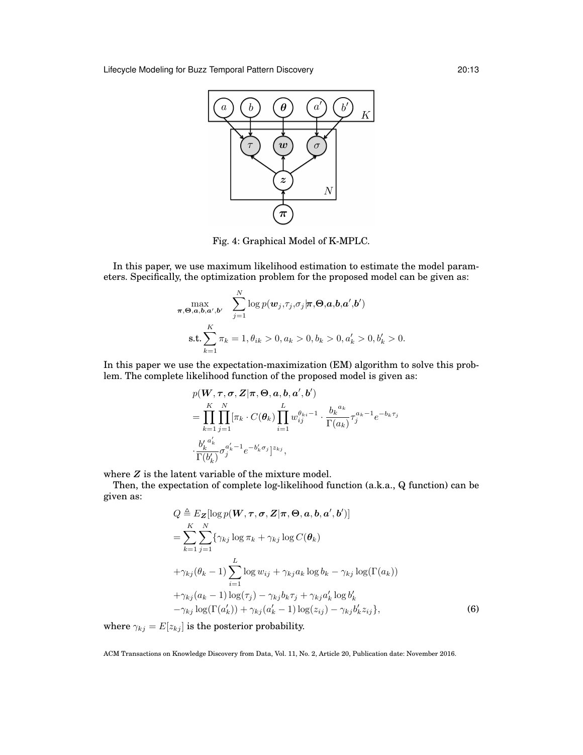Fig. 4: Graphical Model of K-MPLC.

In this paper, we use maximum likelihood estimation to estimate the model parameters. Specifically, the optimization problem for the proposed model can be given as:

$$
\begin{aligned}
\max_{\boldsymbol{\pi},\boldsymbol{\Theta},\boldsymbol{a},\boldsymbol{b},\boldsymbol{a}',\boldsymbol{b}'} \quad & \sum_{j=1}^{N} \log p(\boldsymbol{w}_j,\tau_j,\sigma_j|\boldsymbol{\pi},\boldsymbol{\Theta},\boldsymbol{a},\boldsymbol{b},\boldsymbol{a}',\boldsymbol{b}') \\
\text{s.t.} \sum_{k=1}^{K} \pi_k = 1, & \theta_{ik} > 0, a_k > 0, b_k > 0, a'_k > 0, b'_k > 0.
\end{aligned}
$$

In this paper we use the expectation-maximization (EM) algorithm to solve this problem. The complete likelihood function of the proposed model is given as:

$$
\begin{aligned}
& p(\boldsymbol{W},\boldsymbol{\tau},\boldsymbol{\sigma},\boldsymbol{Z}|\boldsymbol{\pi},\boldsymbol{\Theta},\boldsymbol{a},\boldsymbol{b},\boldsymbol{a}',\boldsymbol{b}') \\
&= \prod_{k=1}^{K}\prod_{j=1}^{N}[\pi_k \cdot C(\boldsymbol{\theta}_k)\prod_{i=1}^{L} w_{ij}^{\theta_{ki}-1} \cdot \frac{{b_k}^{a_k}}{\Gamma(a_k)}\tau_j^{a_k-1}e^{-b_k\tau_j} \\
&\cdot \frac{{b'_k}^{a'_k}}{\Gamma(b'_k)}\sigma_j^{a'_k-1}e^{-b'_k\sigma_j}]^{z_{kj}},
\end{aligned}
$$

where $\boldsymbol{Z}$ is the latent variable of the mixture model.

Then, the expectation of complete log-likelihood function (a.k.a., Q function) can be given as:

$$
\begin{aligned}
Q &\triangleq E_{\boldsymbol{Z}}[\log p(\boldsymbol{W},\boldsymbol{\tau},\boldsymbol{\sigma},\boldsymbol{Z}|\boldsymbol{\pi},\boldsymbol{\Theta},\boldsymbol{a},\boldsymbol{b},\boldsymbol{a}',\boldsymbol{b}')] \\
&= \sum_{k=1}^{K}\sum_{j=1}^{N}\{\gamma_{kj}\log\pi_k + \gamma_{kj}\log C(\boldsymbol{\theta}_k) \\
&+\gamma_{kj}(\theta_k - 1)\sum_{i=1}^{L}\log w_{ij} + \gamma_{kj}a_k\log b_k - \gamma_{kj}\log(\Gamma(a_k)) \\
&+\gamma_{kj}(a_k-1)\log(\tau_j) - \gamma_{kj}b_k\tau_j + \gamma_{kj}a'_k\log b'_k \\
&-\gamma_{kj}\log(\Gamma(a'_k)) + \gamma_{kj}(a'_k-1)\log(z_{ij}) - \gamma_{kj}b'_k z_{ij}\}, \qquad (6)
\end{aligned}
$$

where $\gamma_{kj} = E[z_{kj}]$ is the posterior probability.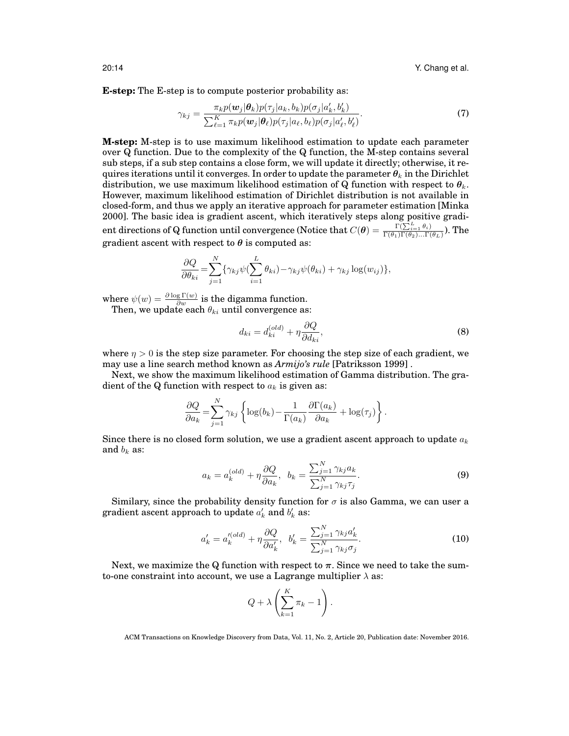**E-step:** The E-step is to compute posterior probability as:

$$\gamma_{kj} = \frac{\pi_k p(\boldsymbol{w}_j|\boldsymbol{\theta}_k) p(\tau_j|a_k, b_k) p(\sigma_j|a'_k, b'_k)}{\sum_{\ell=1}^{K} \pi_k p(\boldsymbol{w}_j|\boldsymbol{\theta}_\ell) p(\tau_j|a_\ell, b_\ell) p(\sigma_j|a'_\ell, b'_\ell)}. \tag{7}$$

**M-step:** M-step is to use maximum likelihood estimation to update each parameter over Q function. Due to the complexity of the Q function, the M-step contains several sub steps, if a sub step contains a close form, we will update it directly; otherwise, it requires iterations until it converges. In order to update the parameter $\boldsymbol{\theta}_k$ in the Dirichlet distribution, we use maximum likelihood estimation of Q function with respect to $\boldsymbol{\theta}_k$. However, maximum likelihood estimation of Dirichlet distribution is not available in closed-form, and thus we apply an iterative approach for parameter estimation [Minka 2000]. The basic idea is gradient ascent, which iteratively steps along positive gradient directions of Q function until convergence (Notice that $C(\boldsymbol{\theta}) = \frac{\Gamma(\sum_{i=1}^{L} \theta_i)}{\Gamma(\theta_1)\Gamma(\theta_2)\ldots\Gamma(\theta_L)}$). The gradient ascent with respect to $\boldsymbol{\theta}$ is computed as:

$$\frac{\partial Q}{\partial \theta_{ki}} = \sum_{j=1}^{N} \{\gamma_{kj}\psi(\sum_{i=1}^{L} \theta_{ki}) - \gamma_{kj}\psi(\theta_{ki}) + \gamma_{kj}\log(w_{ij})\},$$

where $\psi(w) = \frac{\partial \log \Gamma(w)}{\partial w}$ is the digamma function.

Then, we update each $\theta_{ki}$ until convergence as:

$$d_{ki} = d_{ki}^{(old)} + \eta \frac{\partial Q}{\partial d_{ki}}, \tag{8}$$

where $\eta > 0$ is the step size parameter. For choosing the step size of each gradient, we may use a line search method known as *Armijo's rule* [Patriksson 1999] .

Next, we show the maximum likelihood estimation of Gamma distribution. The gradient of the Q function with respect to $a_k$ is given as:

$$\frac{\partial Q}{\partial a_k} = \sum_{j=1}^{N} \gamma_{kj} \left\{ \log(b_k) - \frac{1}{\Gamma(a_k)} \frac{\partial \Gamma(a_k)}{\partial a_k} + \log(\tau_j) \right\}.$$

Since there is no closed form solution, we use a gradient ascent approach to update $a_k$ and $b_k$ as:

$$a_k = a_k^{(old)} + \eta \frac{\partial Q}{\partial a_k}, \quad b_k = \frac{\sum_{j=1}^{N} \gamma_{kj} a_k}{\sum_{j=1}^{N} \gamma_{kj} \tau_j}. \tag{9}$$

Similary, since the probability density function for $\sigma$ is also Gamma, we can user a gradient ascent approach to update $a'_k$ and $b'_k$ as:

$$a'_k = a_k^{\prime(old)} + \eta \frac{\partial Q}{\partial a'_k}, \quad b'_k = \frac{\sum_{j=1}^{N} \gamma_{kj} a'_k}{\sum_{j=1}^{N} \gamma_{kj} \sigma_j}. \tag{10}$$

Next, we maximize the Q function with respect to $\boldsymbol{\pi}$. Since we need to take the sum-to-one constraint into account, we use a Lagrange multiplier $\lambda$ as:

$$Q + \lambda \left( \sum_{k=1}^{K} \pi_k - 1 \right).$$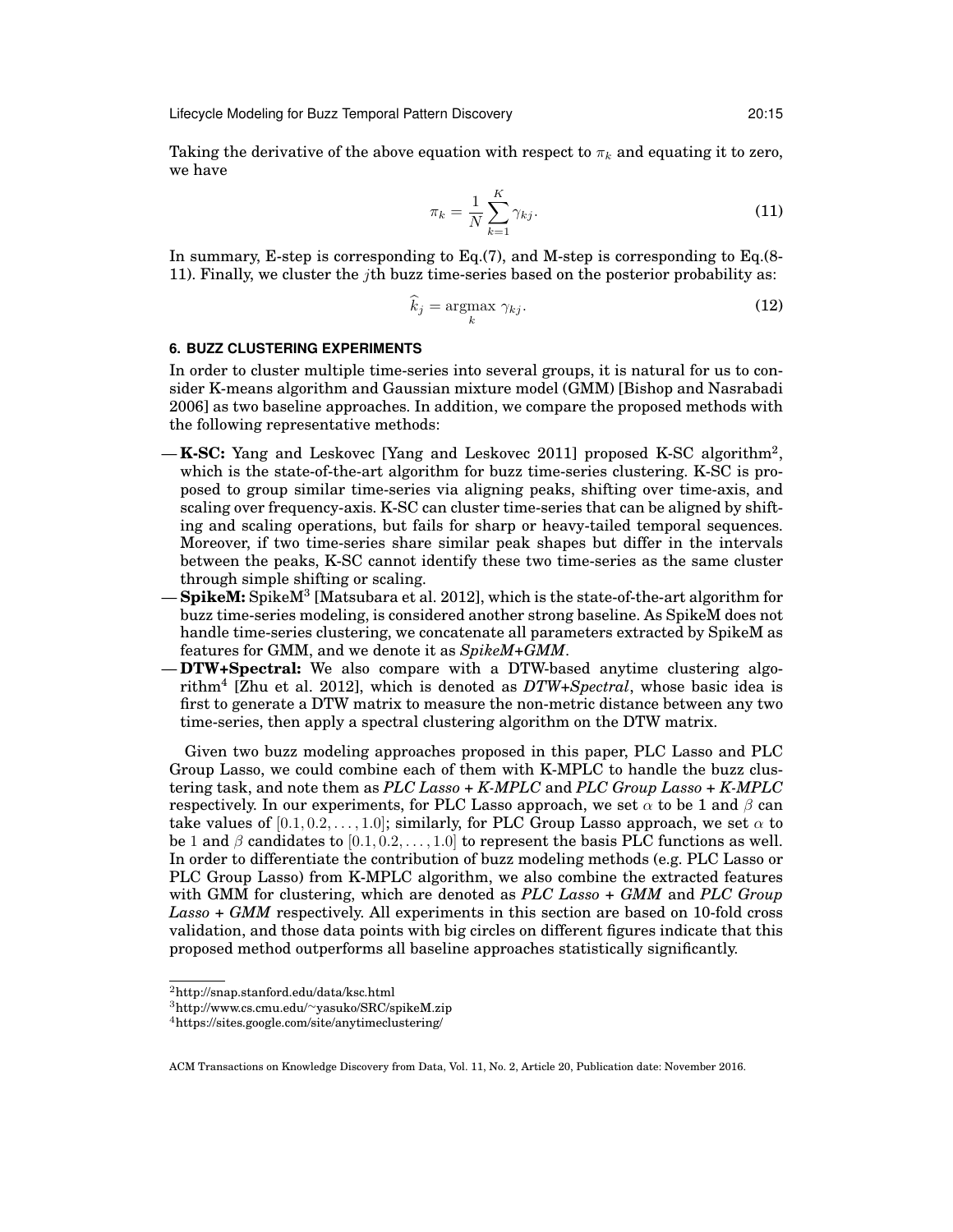Taking the derivative of the above equation with respect to $\pi_k$ and equating it to zero, we have

$$\pi_k = \frac{1}{N}\sum_{k=1}^{K}\gamma_{kj}. \tag{11}$$

In summary, E-step is corresponding to Eq.(7), and M-step is corresponding to Eq.(8-11). Finally, we cluster the $j$th buzz time-series based on the posterior probability as:

$$\widehat{k}_j = \underset{k}{\operatorname{argmax}}\ \gamma_{kj}. \tag{12}$$

## 6. BUZZ CLUSTERING EXPERIMENTS

In order to cluster multiple time-series into several groups, it is natural for us to consider K-means algorithm and Gaussian mixture model (GMM) [Bishop and Nasrabadi 2006] as two baseline approaches. In addition, we compare the proposed methods with the following representative methods:

- **K-SC:** Yang and Leskovec [Yang and Leskovec 2011] proposed K-SC algorithm[2], which is the state-of-the-art algorithm for buzz time-series clustering. K-SC is proposed to group similar time-series via aligning peaks, shifting over time-axis, and scaling over frequency-axis. K-SC can cluster time-series that can be aligned by shifting and scaling operations, but fails for sharp or heavy-tailed temporal sequences. Moreover, if two time-series share similar peak shapes but differ in the intervals between the peaks, K-SC cannot identify these two time-series as the same cluster through simple shifting or scaling.
- **SpikeM:** SpikeM[3] [Matsubara et al. 2012], which is the state-of-the-art algorithm for buzz time-series modeling, is considered another strong baseline. As SpikeM does not handle time-series clustering, we concatenate all parameters extracted by SpikeM as features for GMM, and we denote it as *SpikeM+GMM*.
- **DTW+Spectral:** We also compare with a DTW-based anytime clustering algorithm[4] [Zhu et al. 2012], which is denoted as *DTW+Spectral*, whose basic idea is first to generate a DTW matrix to measure the non-metric distance between any two time-series, then apply a spectral clustering algorithm on the DTW matrix.

Given two buzz modeling approaches proposed in this paper, PLC Lasso and PLC Group Lasso, we could combine each of them with K-MPLC to handle the buzz clustering task, and note them as *PLC Lasso + K-MPLC* and *PLC Group Lasso + K-MPLC* respectively. In our experiments, for PLC Lasso approach, we set $\alpha$ to be 1 and $\beta$ can take values of $[0.1, 0.2, \ldots, 1.0]$; similarly, for PLC Group Lasso approach, we set $\alpha$ to be 1 and $\beta$ candidates to $[0.1, 0.2, \ldots, 1.0]$ to represent the basis PLC functions as well. In order to differentiate the contribution of buzz modeling methods (e.g. PLC Lasso or PLC Group Lasso) from K-MPLC algorithm, we also combine the extracted features with GMM for clustering, which are denoted as *PLC Lasso + GMM* and *PLC Group Lasso + GMM* respectively. All experiments in this section are based on 10-fold cross validation, and those data points with big circles on different figures indicate that this proposed method outperforms all baseline approaches statistically significantly.

[2] http://snap.stanford.edu/data/ksc.html
[3] http://www.cs.cmu.edu/~yasuko/SRC/spikeM.zip
[4] https://sites.google.com/site/anytimeclustering/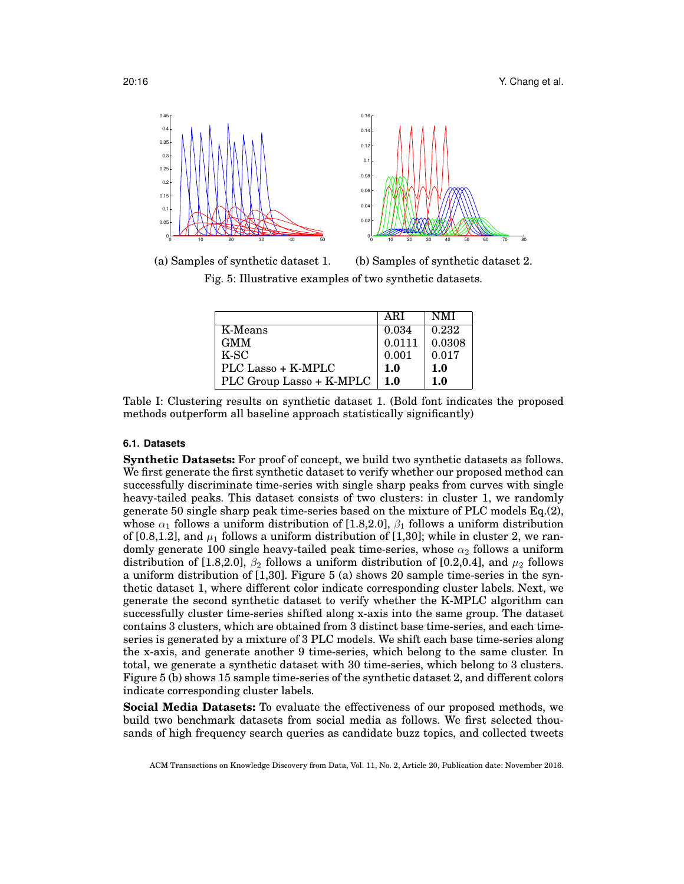(a) Samples of synthetic dataset 1.

(b) Samples of synthetic dataset 2.

Fig. 5: Illustrative examples of two synthetic datasets.

| | ARI | NMI |
|---|---|---|
| K-Means | 0.034 | 0.232 |
| GMM | 0.0111 | 0.0308 |
| K-SC | 0.001 | 0.017 |
| PLC Lasso + K-MPLC | **1.0** | **1.0** |
| PLC Group Lasso + K-MPLC | **1.0** | **1.0** |

Table I: Clustering results on synthetic dataset 1. (Bold font indicates the proposed methods outperform all baseline approach statistically significantly)

### 6.1. Datasets

**Synthetic Datasets:** For proof of concept, we build two synthetic datasets as follows. We first generate the first synthetic dataset to verify whether our proposed method can successfully discriminate time-series with single sharp peaks from curves with single heavy-tailed peaks. This dataset consists of two clusters: in cluster 1, we randomly generate 50 single sharp peak time-series based on the mixture of PLC models Eq.(2), whose $\alpha_1$ follows a uniform distribution of [1.8,2.0], $\beta_1$ follows a uniform distribution of [0.8,1.2], and $\mu_1$ follows a uniform distribution of [1,30]; while in cluster 2, we randomly generate 100 single heavy-tailed peak time-series, whose $\alpha_2$ follows a uniform distribution of [1.8,2.0], $\beta_2$ follows a uniform distribution of [0.2,0.4], and $\mu_2$ follows a uniform distribution of [1,30]. Figure 5 (a) shows 20 sample time-series in the synthetic dataset 1, where different color indicate corresponding cluster labels. Next, we generate the second synthetic dataset to verify whether the K-MPLC algorithm can successfully cluster time-series shifted along x-axis into the same group. The dataset contains 3 clusters, which are obtained from 3 distinct base time-series, and each time-series is generated by a mixture of 3 PLC models. We shift each base time-series along the x-axis, and generate another 9 time-series, which belong to the same cluster. In total, we generate a synthetic dataset with 30 time-series, which belong to 3 clusters. Figure 5 (b) shows 15 sample time-series of the synthetic dataset 2, and different colors indicate corresponding cluster labels.

**Social Media Datasets:** To evaluate the effectiveness of our proposed methods, we build two benchmark datasets from social media as follows. We first selected thousands of high frequency search queries as candidate buzz topics, and collected tweets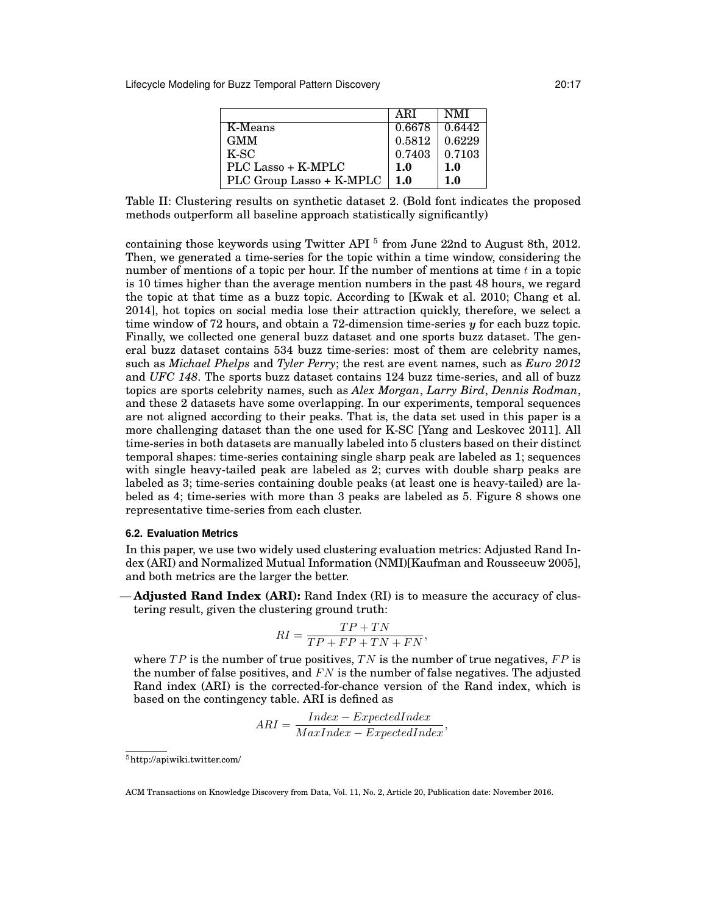| | ARI | NMI |
|---|---|---|
| K-Means | 0.6678 | 0.6442 |
| GMM | 0.5812 | 0.6229 |
| K-SC | 0.7403 | 0.7103 |
| PLC Lasso + K-MPLC | **1.0** | **1.0** |
| PLC Group Lasso + K-MPLC | **1.0** | **1.0** |

Table II: Clustering results on synthetic dataset 2. (Bold font indicates the proposed methods outperform all baseline approach statistically significantly)

containing those keywords using Twitter API [5] from June 22nd to August 8th, 2012. Then, we generated a time-series for the topic within a time window, considering the number of mentions of a topic per hour. If the number of mentions at time $t$ in a topic is 10 times higher than the average mention numbers in the past 48 hours, we regard the topic at that time as a buzz topic. According to [Kwak et al. 2010; Chang et al. 2014], hot topics on social media lose their attraction quickly, therefore, we select a time window of 72 hours, and obtain a 72-dimension time-series $\boldsymbol{y}$ for each buzz topic. Finally, we collected one general buzz dataset and one sports buzz dataset. The general buzz dataset contains 534 buzz time-series: most of them are celebrity names, such as *Michael Phelps* and *Tyler Perry*; the rest are event names, such as *Euro 2012* and *UFC 148*. The sports buzz dataset contains 124 buzz time-series, and all of buzz topics are sports celebrity names, such as *Alex Morgan*, *Larry Bird*, *Dennis Rodman*, and these 2 datasets have some overlapping. In our experiments, temporal sequences are not aligned according to their peaks. That is, the data set used in this paper is a more challenging dataset than the one used for K-SC [Yang and Leskovec 2011]. All time-series in both datasets are manually labeled into 5 clusters based on their distinct temporal shapes: time-series containing single sharp peak are labeled as 1; sequences with single heavy-tailed peak are labeled as 2; curves with double sharp peaks are labeled as 3; time-series containing double peaks (at least one is heavy-tailed) are labeled as 4; time-series with more than 3 peaks are labeled as 5. Figure 8 shows one representative time-series from each cluster.

### 6.2. Evaluation Metrics

In this paper, we use two widely used clustering evaluation metrics: Adjusted Rand Index (ARI) and Normalized Mutual Information (NMI)[Kaufman and Rousseeuw 2005], and both metrics are the larger the better.

— **Adjusted Rand Index (ARI):** Rand Index (RI) is to measure the accuracy of clustering result, given the clustering ground truth:

$$RI = \frac{TP + TN}{TP + FP + TN + FN},$$

where $TP$ is the number of true positives, $TN$ is the number of true negatives, $FP$ is the number of false positives, and $FN$ is the number of false negatives. The adjusted Rand index (ARI) is the corrected-for-chance version of the Rand index, which is based on the contingency table. ARI is defined as

$$ARI = \frac{Index - ExpectedIndex}{MaxIndex - ExpectedIndex},$$

[5] http://apiwiki.twitter.com/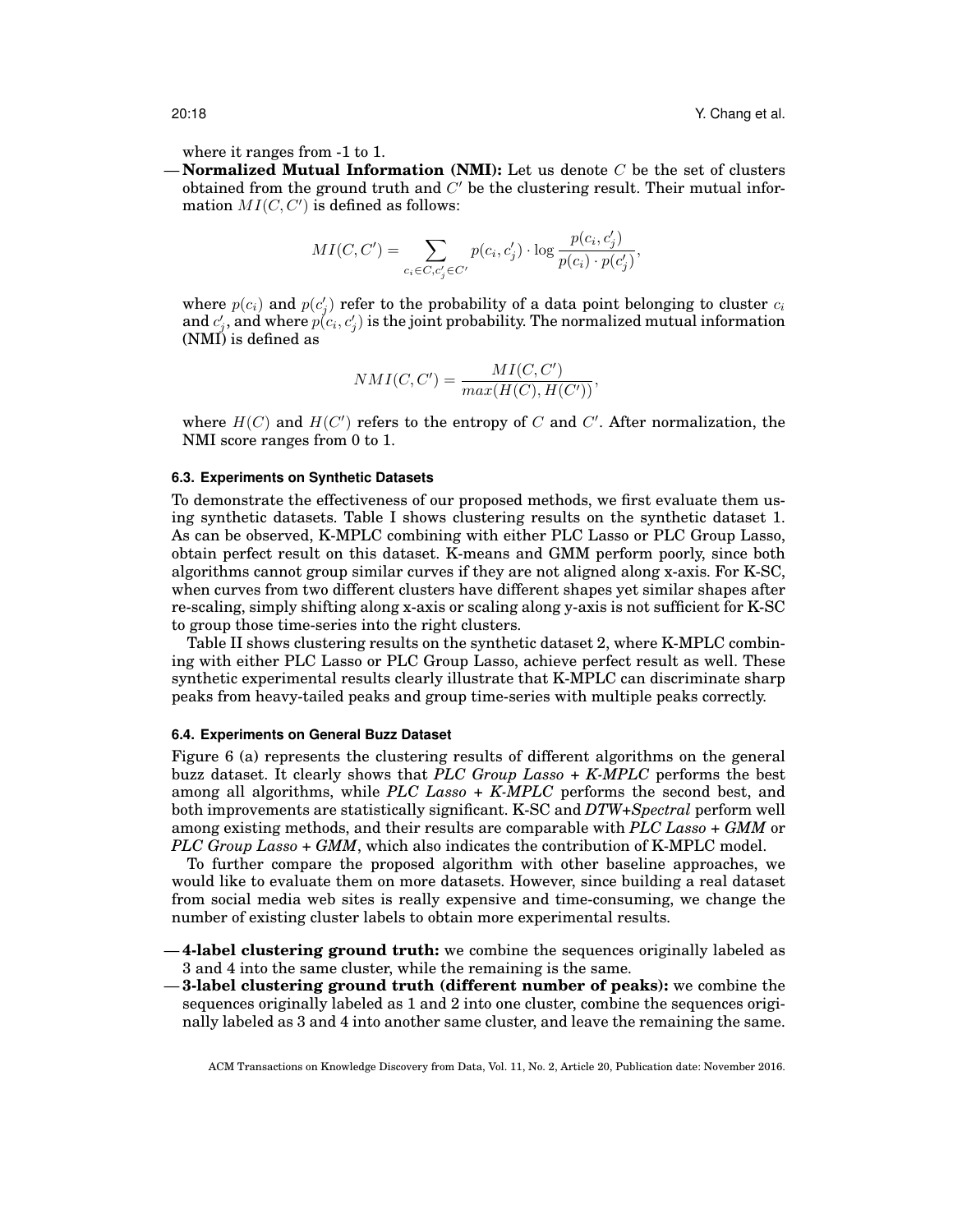where it ranges from -1 to 1.

— **Normalized Mutual Information (NMI):** Let us denote $C$ be the set of clusters obtained from the ground truth and $C'$ be the clustering result. Their mutual information $MI(C, C')$ is defined as follows:

$$MI(C, C') = \sum_{c_i \in C, c'_j \in C'} p(c_i, c'_j) \cdot \log \frac{p(c_i, c'_j)}{p(c_i) \cdot p(c'_j)},$$

where $p(c_i)$ and $p(c'_j)$ refer to the probability of a data point belonging to cluster $c_i$ and $c'_j$, and where $p(c_i, c'_j)$ is the joint probability. The normalized mutual information (NMI) is defined as

$$NMI(C, C') = \frac{MI(C, C')}{max(H(C), H(C'))},$$

where $H(C)$ and $H(C')$ refers to the entropy of $C$ and $C'$. After normalization, the NMI score ranges from 0 to 1.

### 6.3. Experiments on Synthetic Datasets

To demonstrate the effectiveness of our proposed methods, we first evaluate them using synthetic datasets. Table I shows clustering results on the synthetic dataset 1. As can be observed, K-MPLC combining with either PLC Lasso or PLC Group Lasso, obtain perfect result on this dataset. K-means and GMM perform poorly, since both algorithms cannot group similar curves if they are not aligned along x-axis. For K-SC, when curves from two different clusters have different shapes yet similar shapes after re-scaling, simply shifting along x-axis or scaling along y-axis is not sufficient for K-SC to group those time-series into the right clusters.

Table II shows clustering results on the synthetic dataset 2, where K-MPLC combining with either PLC Lasso or PLC Group Lasso, achieve perfect result as well. These synthetic experimental results clearly illustrate that K-MPLC can discriminate sharp peaks from heavy-tailed peaks and group time-series with multiple peaks correctly.

### 6.4. Experiments on General Buzz Dataset

Figure 6 (a) represents the clustering results of different algorithms on the general buzz dataset. It clearly shows that *PLC Group Lasso + K-MPLC* performs the best among all algorithms, while *PLC Lasso + K-MPLC* performs the second best, and both improvements are statistically significant. K-SC and *DTW+Spectral* perform well among existing methods, and their results are comparable with *PLC Lasso + GMM* or *PLC Group Lasso + GMM*, which also indicates the contribution of K-MPLC model.

To further compare the proposed algorithm with other baseline approaches, we would like to evaluate them on more datasets. However, since building a real dataset from social media web sites is really expensive and time-consuming, we change the number of existing cluster labels to obtain more experimental results.

— **4-label clustering ground truth:** we combine the sequences originally labeled as 3 and 4 into the same cluster, while the remaining is the same.

— **3-label clustering ground truth (different number of peaks):** we combine the sequences originally labeled as 1 and 2 into one cluster, combine the sequences originally labeled as 3 and 4 into another same cluster, and leave the remaining the same.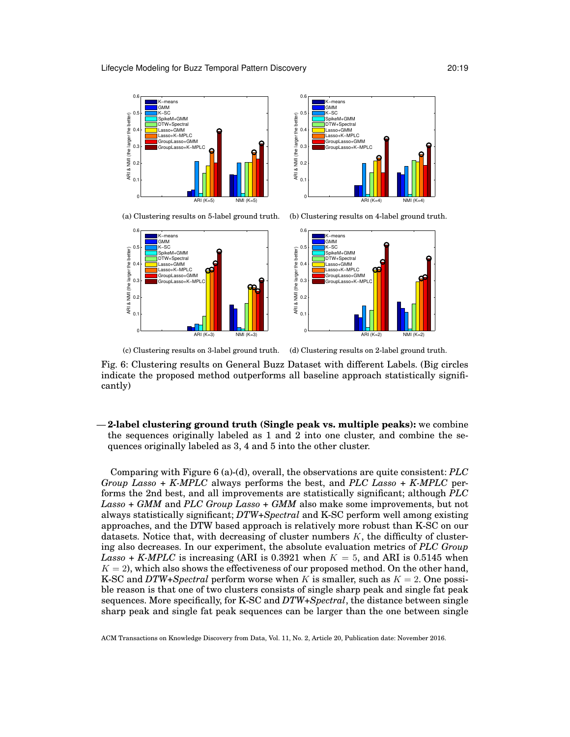(a) Clustering results on 5-label ground truth.

(b) Clustering results on 4-label ground truth.

(c) Clustering results on 3-label ground truth.

(d) Clustering results on 2-label ground truth.

Fig. 6: Clustering results on General Buzz Dataset with different Labels. (Big circles indicate the proposed method outperforms all baseline approach statistically significantly)

— **2-label clustering ground truth (Single peak vs. multiple peaks):** we combine the sequences originally labeled as 1 and 2 into one cluster, and combine the sequences originally labeled as 3, 4 and 5 into the other cluster.

Comparing with Figure 6 (a)-(d), overall, the observations are quite consistent: *PLC Group Lasso + K-MPLC* always performs the best, and *PLC Lasso + K-MPLC* performs the 2nd best, and all improvements are statistically significant; although *PLC Lasso + GMM* and *PLC Group Lasso + GMM* also make some improvements, but not always statistically significant; *DTW+Spectral* and K-SC perform well among existing approaches, and the DTW based approach is relatively more robust than K-SC on our datasets. Notice that, with decreasing of cluster numbers $K$, the difficulty of clustering also decreases. In our experiment, the absolute evaluation metrics of *PLC Group Lasso + K-MPLC* is increasing (ARI is 0.3921 when $K = 5$, and ARI is 0.5145 when $K = 2$), which also shows the effectiveness of our proposed method. On the other hand, K-SC and *DTW+Spectral* perform worse when $K$ is smaller, such as $K = 2$. One possible reason is that one of two clusters consists of single sharp peak and single fat peak sequences. More specifically, for K-SC and *DTW+Spectral*, the distance between single sharp peak and single fat peak sequences can be larger than the one between single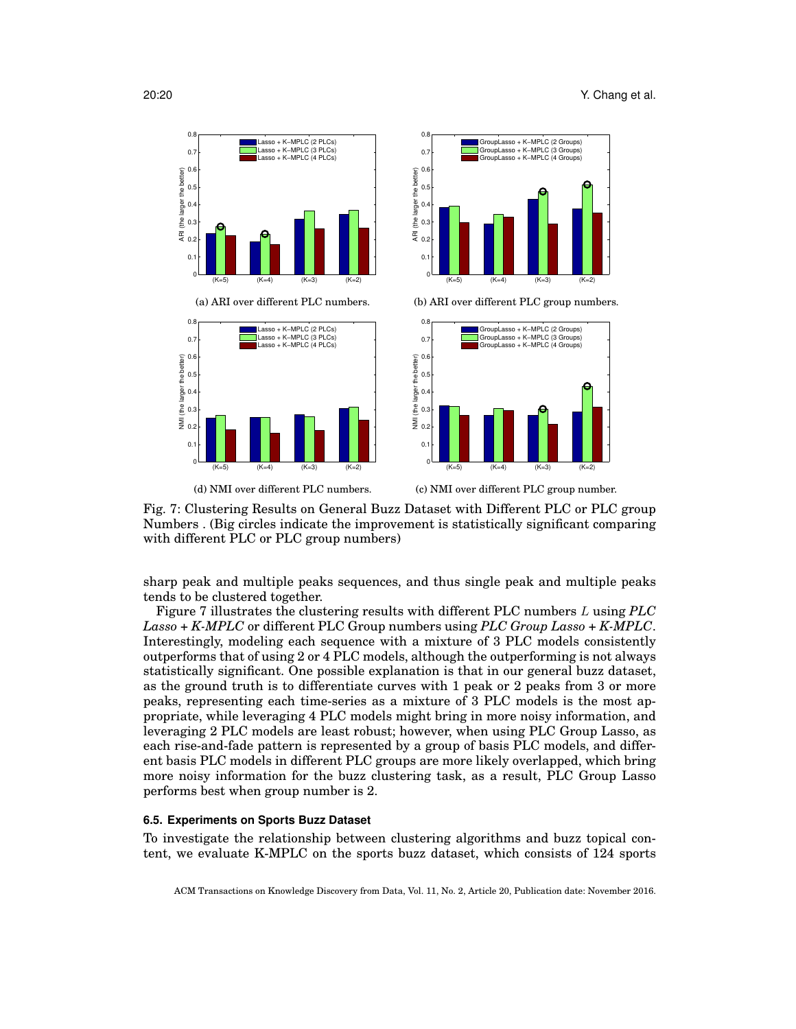(a) ARI over different PLC numbers.

(b) ARI over different PLC group numbers.

(d) NMI over different PLC numbers.

(c) NMI over different PLC group number.

Fig. 7: Clustering Results on General Buzz Dataset with Different PLC or PLC group Numbers . (Big circles indicate the improvement is statistically significant comparing with different PLC or PLC group numbers)

sharp peak and multiple peaks sequences, and thus single peak and multiple peaks tends to be clustered together.

Figure 7 illustrates the clustering results with different PLC numbers $L$ using *PLC Lasso + K-MPLC* or different PLC Group numbers using *PLC Group Lasso + K-MPLC*. Interestingly, modeling each sequence with a mixture of 3 PLC models consistently outperforms that of using 2 or 4 PLC models, although the outperforming is not always statistically significant. One possible explanation is that in our general buzz dataset, as the ground truth is to differentiate curves with 1 peak or 2 peaks from 3 or more peaks, representing each time-series as a mixture of 3 PLC models is the most appropriate, while leveraging 4 PLC models might bring in more noisy information, and leveraging 2 PLC models are least robust; however, when using PLC Group Lasso, as each rise-and-fade pattern is represented by a group of basis PLC models, and different basis PLC models in different PLC groups are more likely overlapped, which bring more noisy information for the buzz clustering task, as a result, PLC Group Lasso performs best when group number is 2.

### 6.5. Experiments on Sports Buzz Dataset

To investigate the relationship between clustering algorithms and buzz topical content, we evaluate K-MPLC on the sports buzz dataset, which consists of 124 sports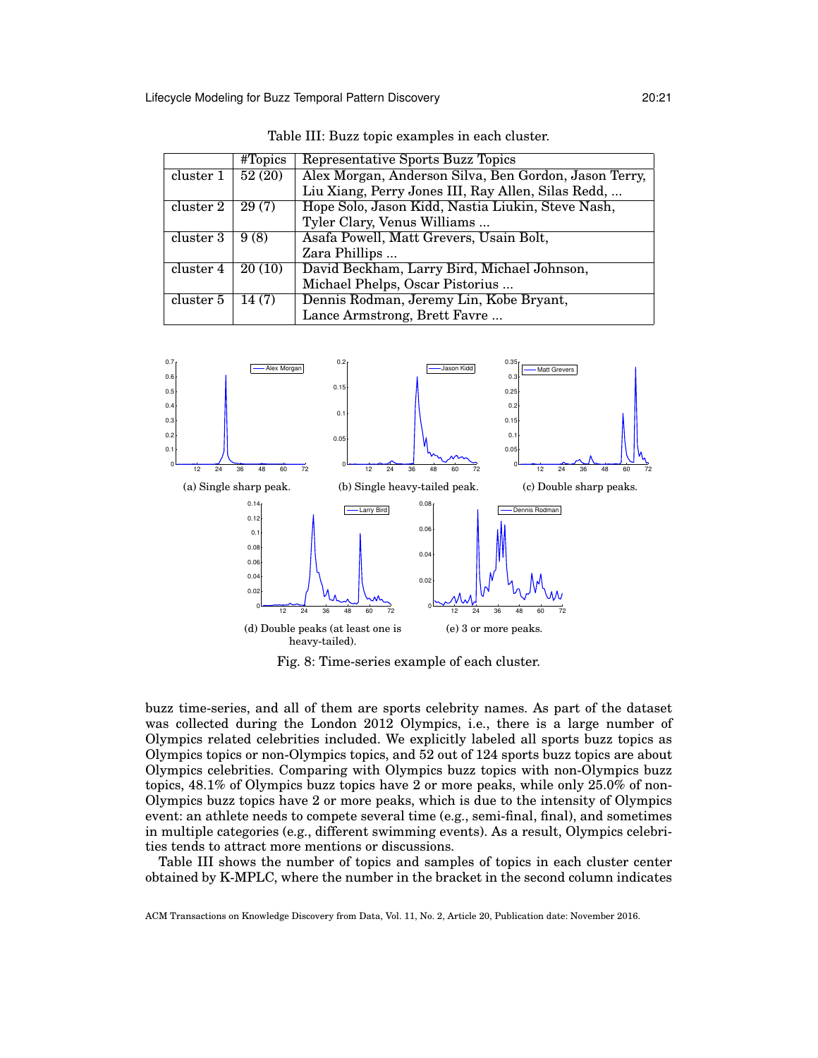Table III: Buzz topic examples in each cluster.

|  | #Topics | Representative Sports Buzz Topics |
|---|---|---|
| cluster 1 | 52 (20) | Alex Morgan, Anderson Silva, Ben Gordon, Jason Terry, Liu Xiang, Perry Jones III, Ray Allen, Silas Redd, ... |
| cluster 2 | 29 (7) | Hope Solo, Jason Kidd, Nastia Liukin, Steve Nash, Tyler Clary, Venus Williams ... |
| cluster 3 | 9 (8) | Asafa Powell, Matt Grevers, Usain Bolt, Zara Phillips ... |
| cluster 4 | 20 (10) | David Beckham, Larry Bird, Michael Johnson, Michael Phelps, Oscar Pistorius ... |
| cluster 5 | 14 (7) | Dennis Rodman, Jeremy Lin, Kobe Bryant, Lance Armstrong, Brett Favre ... |

(a) Single sharp peak.

(b) Single heavy-tailed peak.

(c) Double sharp peaks.

(d) Double peaks (at least one is heavy-tailed).

(e) 3 or more peaks.

Fig. 8: Time-series example of each cluster.

buzz time-series, and all of them are sports celebrity names. As part of the dataset was collected during the London 2012 Olympics, i.e., there is a large number of Olympics related celebrities included. We explicitly labeled all sports buzz topics as Olympics topics or non-Olympics topics, and 52 out of 124 sports buzz topics are about Olympics celebrities. Comparing with Olympics buzz topics with non-Olympics buzz topics, 48.1% of Olympics buzz topics have 2 or more peaks, while only 25.0% of non-Olympics buzz topics have 2 or more peaks, which is due to the intensity of Olympics event: an athlete needs to compete several time (e.g., semi-final, final), and sometimes in multiple categories (e.g., different swimming events). As a result, Olympics celebrities tends to attract more mentions or discussions.

Table III shows the number of topics and samples of topics in each cluster center obtained by K-MPLC, where the number in the bracket in the second column indicates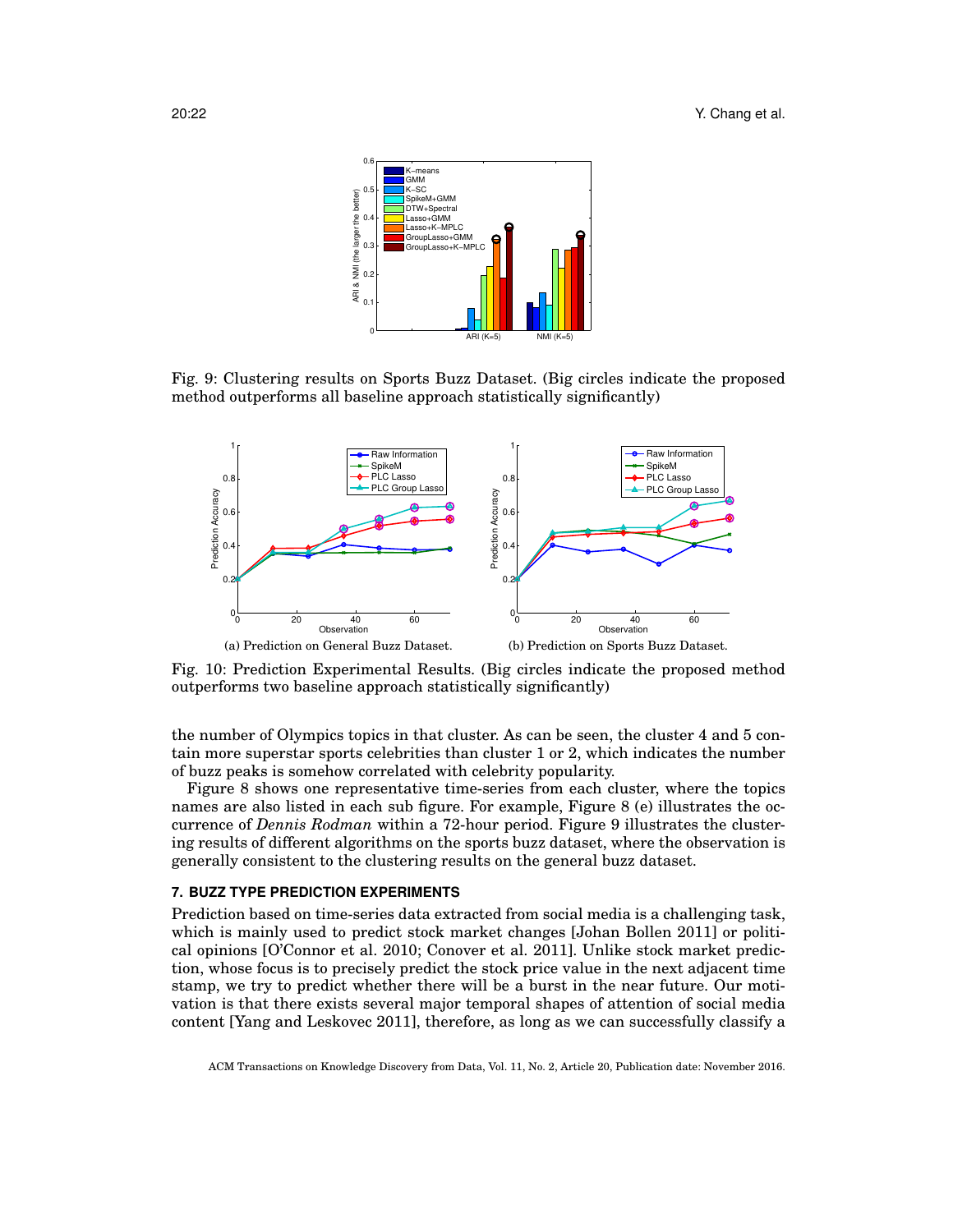Fig. 9: Clustering results on Sports Buzz Dataset. (Big circles indicate the proposed method outperforms all baseline approach statistically significantly)

(a) Prediction on General Buzz Dataset.

(b) Prediction on Sports Buzz Dataset.

Fig. 10: Prediction Experimental Results. (Big circles indicate the proposed method outperforms two baseline approach statistically significantly)

the number of Olympics topics in that cluster. As can be seen, the cluster 4 and 5 contain more superstar sports celebrities than cluster 1 or 2, which indicates the number of buzz peaks is somehow correlated with celebrity popularity.

Figure 8 shows one representative time-series from each cluster, where the topics names are also listed in each sub figure. For example, Figure 8 (e) illustrates the occurrence of *Dennis Rodman* within a 72-hour period. Figure 9 illustrates the clustering results of different algorithms on the sports buzz dataset, where the observation is generally consistent to the clustering results on the general buzz dataset.

## 7. BUZZ TYPE PREDICTION EXPERIMENTS

Prediction based on time-series data extracted from social media is a challenging task, which is mainly used to predict stock market changes [Johan Bollen 2011] or political opinions [O'Connor et al. 2010; Conover et al. 2011]. Unlike stock market prediction, whose focus is to precisely predict the stock price value in the next adjacent time stamp, we try to predict whether there will be a burst in the near future. Our motivation is that there exists several major temporal shapes of attention of social media content [Yang and Leskovec 2011], therefore, as long as we can successfully classify a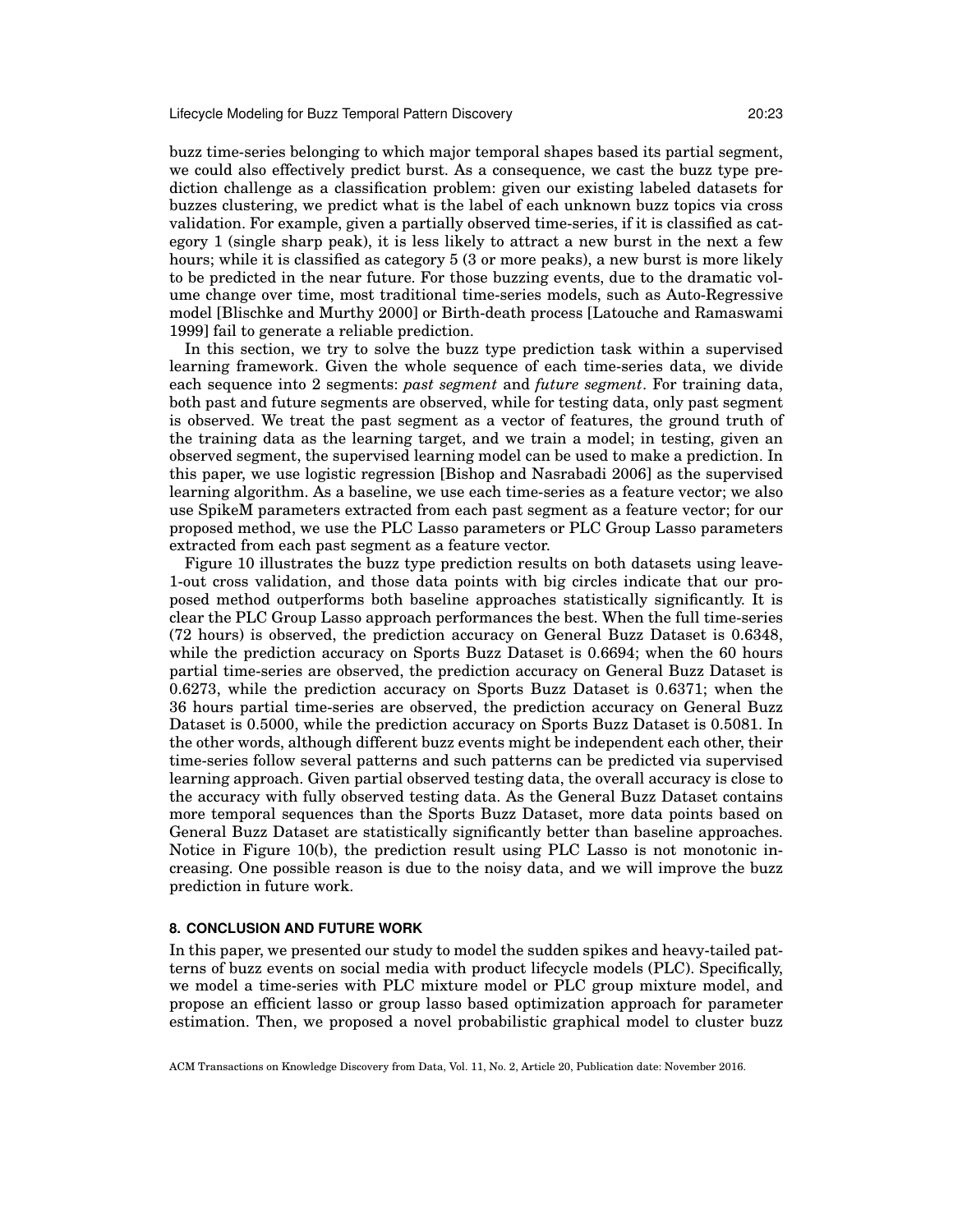buzz time-series belonging to which major temporal shapes based its partial segment, we could also effectively predict burst. As a consequence, we cast the buzz type prediction challenge as a classification problem: given our existing labeled datasets for buzzes clustering, we predict what is the label of each unknown buzz topics via cross validation. For example, given a partially observed time-series, if it is classified as category 1 (single sharp peak), it is less likely to attract a new burst in the next a few hours; while it is classified as category 5 (3 or more peaks), a new burst is more likely to be predicted in the near future. For those buzzing events, due to the dramatic volume change over time, most traditional time-series models, such as Auto-Regressive model [Blischke and Murthy 2000] or Birth-death process [Latouche and Ramaswami 1999] fail to generate a reliable prediction.

In this section, we try to solve the buzz type prediction task within a supervised learning framework. Given the whole sequence of each time-series data, we divide each sequence into 2 segments: *past segment* and *future segment*. For training data, both past and future segments are observed, while for testing data, only past segment is observed. We treat the past segment as a vector of features, the ground truth of the training data as the learning target, and we train a model; in testing, given an observed segment, the supervised learning model can be used to make a prediction. In this paper, we use logistic regression [Bishop and Nasrabadi 2006] as the supervised learning algorithm. As a baseline, we use each time-series as a feature vector; we also use SpikeM parameters extracted from each past segment as a feature vector; for our proposed method, we use the PLC Lasso parameters or PLC Group Lasso parameters extracted from each past segment as a feature vector.

Figure 10 illustrates the buzz type prediction results on both datasets using leave-1-out cross validation, and those data points with big circles indicate that our proposed method outperforms both baseline approaches statistically significantly. It is clear the PLC Group Lasso approach performances the best. When the full time-series (72 hours) is observed, the prediction accuracy on General Buzz Dataset is 0.6348, while the prediction accuracy on Sports Buzz Dataset is 0.6694; when the 60 hours partial time-series are observed, the prediction accuracy on General Buzz Dataset is 0.6273, while the prediction accuracy on Sports Buzz Dataset is 0.6371; when the 36 hours partial time-series are observed, the prediction accuracy on General Buzz Dataset is 0.5000, while the prediction accuracy on Sports Buzz Dataset is 0.5081. In the other words, although different buzz events might be independent each other, their time-series follow several patterns and such patterns can be predicted via supervised learning approach. Given partial observed testing data, the overall accuracy is close to the accuracy with fully observed testing data. As the General Buzz Dataset contains more temporal sequences than the Sports Buzz Dataset, more data points based on General Buzz Dataset are statistically significantly better than baseline approaches. Notice in Figure 10(b), the prediction result using PLC Lasso is not monotonic increasing. One possible reason is due to the noisy data, and we will improve the buzz prediction in future work.

## 8. CONCLUSION AND FUTURE WORK

In this paper, we presented our study to model the sudden spikes and heavy-tailed patterns of buzz events on social media with product lifecycle models (PLC). Specifically, we model a time-series with PLC mixture model or PLC group mixture model, and propose an efficient lasso or group lasso based optimization approach for parameter estimation. Then, we proposed a novel probabilistic graphical model to cluster buzz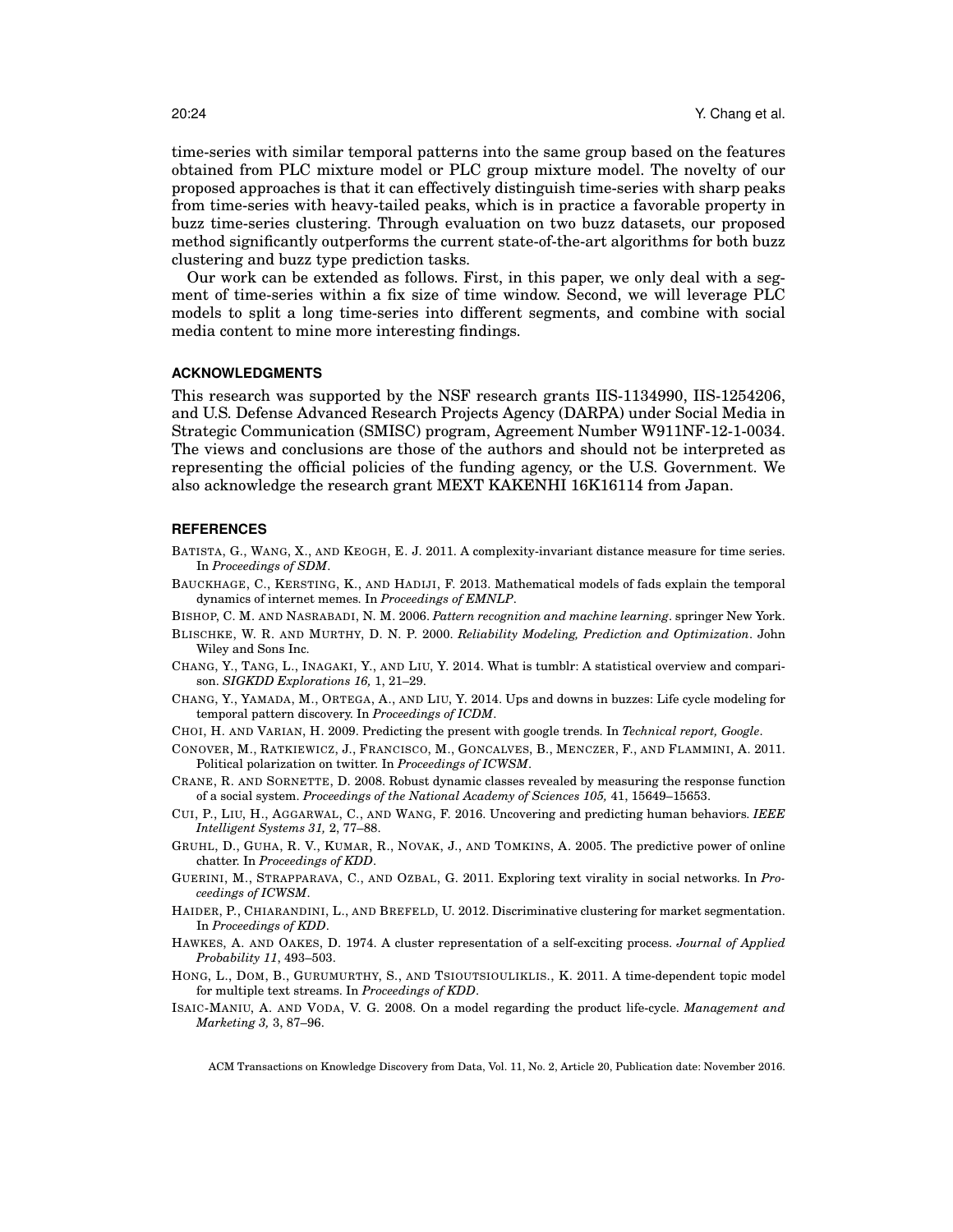time-series with similar temporal patterns into the same group based on the features obtained from PLC mixture model or PLC group mixture model. The novelty of our proposed approaches is that it can effectively distinguish time-series with sharp peaks from time-series with heavy-tailed peaks, which is in practice a favorable property in buzz time-series clustering. Through evaluation on two buzz datasets, our proposed method significantly outperforms the current state-of-the-art algorithms for both buzz clustering and buzz type prediction tasks.

Our work can be extended as follows. First, in this paper, we only deal with a segment of time-series within a fix size of time window. Second, we will leverage PLC models to split a long time-series into different segments, and combine with social media content to mine more interesting findings.

## ACKNOWLEDGMENTS

This research was supported by the NSF research grants IIS-1134990, IIS-1254206, and U.S. Defense Advanced Research Projects Agency (DARPA) under Social Media in Strategic Communication (SMISC) program, Agreement Number W911NF-12-1-0034. The views and conclusions are those of the authors and should not be interpreted as representing the official policies of the funding agency, or the U.S. Government. We also acknowledge the research grant MEXT KAKENHI 16K16114 from Japan.

## REFERENCES

BATISTA, G., WANG, X., AND KEOGH, E. J. 2011. A complexity-invariant distance measure for time series. In *Proceedings of SDM*.

BAUCKHAGE, C., KERSTING, K., AND HADIJI, F. 2013. Mathematical models of fads explain the temporal dynamics of internet memes. In *Proceedings of EMNLP*.

BISHOP, C. M. AND NASRABADI, N. M. 2006. *Pattern recognition and machine learning*. springer New York.

BLISCHKE, W. R. AND MURTHY, D. N. P. 2000. *Reliability Modeling, Prediction and Optimization*. John Wiley and Sons Inc.

CHANG, Y., TANG, L., INAGAKI, Y., AND LIU, Y. 2014. What is tumblr: A statistical overview and comparison. *SIGKDD Explorations 16,* 1, 21–29.

CHANG, Y., YAMADA, M., ORTEGA, A., AND LIU, Y. 2014. Ups and downs in buzzes: Life cycle modeling for temporal pattern discovery. In *Proceedings of ICDM*.

CHOI, H. AND VARIAN, H. 2009. Predicting the present with google trends. In *Technical report, Google*.

CONOVER, M., RATKIEWICZ, J., FRANCISCO, M., GONCALVES, B., MENCZER, F., AND FLAMMINI, A. 2011. Political polarization on twitter. In *Proceedings of ICWSM*.

CRANE, R. AND SORNETTE, D. 2008. Robust dynamic classes revealed by measuring the response function of a social system. *Proceedings of the National Academy of Sciences 105,* 41, 15649–15653.

CUI, P., LIU, H., AGGARWAL, C., AND WANG, F. 2016. Uncovering and predicting human behaviors. *IEEE Intelligent Systems 31,* 2, 77–88.

GRUHL, D., GUHA, R. V., KUMAR, R., NOVAK, J., AND TOMKINS, A. 2005. The predictive power of online chatter. In *Proceedings of KDD*.

GUERINI, M., STRAPPARAVA, C., AND OZBAL, G. 2011. Exploring text virality in social networks. In *Proceedings of ICWSM*.

HAIDER, P., CHIARANDINI, L., AND BREFELD, U. 2012. Discriminative clustering for market segmentation. In *Proceedings of KDD*.

HAWKES, A. AND OAKES, D. 1974. A cluster representation of a self-exciting process. *Journal of Applied Probability 11*, 493–503.

HONG, L., DOM, B., GURUMURTHY, S., AND TSIOUTSIOULIKLIS., K. 2011. A time-dependent topic model for multiple text streams. In *Proceedings of KDD*.

ISAIC-MANIU, A. AND VODA, V. G. 2008. On a model regarding the product life-cycle. *Management and Marketing 3,* 3, 87–96.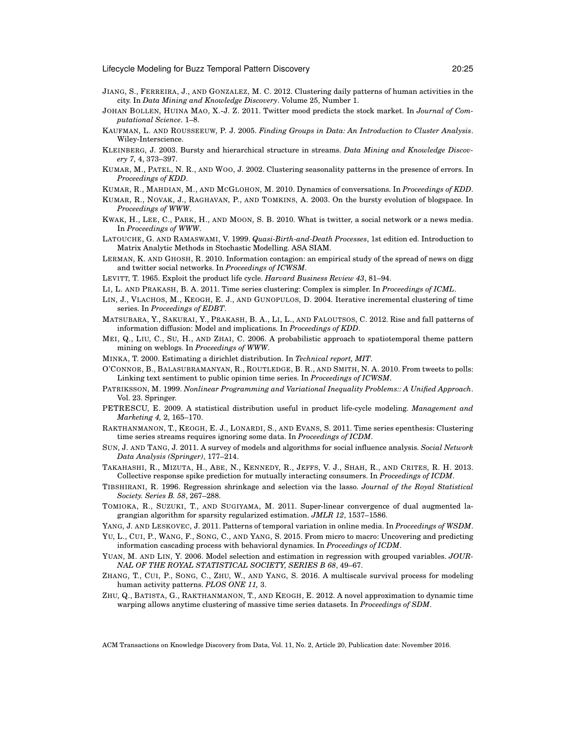JIANG, S., FERREIRA, J., AND GONZALEZ, M. C. 2012. Clustering daily patterns of human activities in the city. In *Data Mining and Knowledge Discovery*. Volume 25, Number 1.

JOHAN BOLLEN, HUINA MAO, X.-J. Z. 2011. Twitter mood predicts the stock market. In *Journal of Computational Science*. 1–8.

KAUFMAN, L. AND ROUSSEEUW, P. J. 2005. *Finding Groups in Data: An Introduction to Cluster Analysis*. Wiley-Interscience.

KLEINBERG, J. 2003. Bursty and hierarchical structure in streams. *Data Mining and Knowledge Discovery 7,* 4, 373–397.

KUMAR, M., PATEL, N. R., AND WOO, J. 2002. Clustering seasonality patterns in the presence of errors. In *Proceedings of KDD*.

KUMAR, R., MAHDIAN, M., AND MCGLOHON, M. 2010. Dynamics of conversations. In *Proceedings of KDD*.

KUMAR, R., NOVAK, J., RAGHAVAN, P., AND TOMKINS, A. 2003. On the bursty evolution of blogspace. In *Proceedings of WWW*.

KWAK, H., LEE, C., PARK, H., AND MOON, S. B. 2010. What is twitter, a social network or a news media. In *Proceedings of WWW*.

LATOUCHE, G. AND RAMASWAMI, V. 1999. *Quasi-Birth-and-Death Processes*, 1st edition ed. Introduction to Matrix Analytic Methods in Stochastic Modelling. ASA SIAM.

LERMAN, K. AND GHOSH, R. 2010. Information contagion: an empirical study of the spread of news on digg and twitter social networks. In *Proceedings of ICWSM*.

LEVITT, T. 1965. Exploit the product life cycle. *Harvard Business Review 43*, 81–94.

LI, L. AND PRAKASH, B. A. 2011. Time series clustering: Complex is simpler. In *Proceedings of ICML*.

LIN, J., VLACHOS, M., KEOGH, E. J., AND GUNOPULOS, D. 2004. Iterative incremental clustering of time series. In *Proceedings of EDBT*.

MATSUBARA, Y., SAKURAI, Y., PRAKASH, B. A., LI, L., AND FALOUTSOS, C. 2012. Rise and fall patterns of information diffusion: Model and implications. In *Proceedings of KDD*.

MEI, Q., LIU, C., SU, H., AND ZHAI, C. 2006. A probabilistic approach to spatiotemporal theme pattern mining on weblogs. In *Proceedings of WWW*.

MINKA, T. 2000. Estimating a dirichlet distribution. In *Technical report, MIT*.

O'CONNOR, B., BALASUBRAMANYAN, R., ROUTLEDGE, B. R., AND SMITH, N. A. 2010. From tweets to polls: Linking text sentiment to public opinion time series. In *Proceedings of ICWSM*.

PATRIKSSON, M. 1999. *Nonlinear Programming and Variational Inequality Problems:: A Unified Approach*. Vol. 23. Springer.

PETRESCU, E. 2009. A statistical distribution useful in product life-cycle modeling. *Management and Marketing 4,* 2, 165–170.

RAKTHANMANON, T., KEOGH, E. J., LONARDI, S., AND EVANS, S. 2011. Time series epenthesis: Clustering time series streams requires ignoring some data. In *Proceedings of ICDM*.

SUN, J. AND TANG, J. 2011. A survey of models and algorithms for social influence analysis. *Social Network Data Analysis (Springer)*, 177–214.

TAKAHASHI, R., MIZUTA, H., ABE, N., KENNEDY, R., JEFFS, V. J., SHAH, R., AND CRITES, R. H. 2013. Collective response spike prediction for mutually interacting consumers. In *Proceedings of ICDM*.

TIBSHIRANI, R. 1996. Regression shrinkage and selection via the lasso. *Journal of the Royal Statistical Society. Series B. 58*, 267–288.

TOMIOKA, R., SUZUKI, T., AND SUGIYAMA, M. 2011. Super-linear convergence of dual augmented lagrangian algorithm for sparsity regularized estimation. *JMLR 12*, 1537–1586.

YANG, J. AND LESKOVEC, J. 2011. Patterns of temporal variation in online media. In *Proceedings of WSDM*.

YU, L., CUI, P., WANG, F., SONG, C., AND YANG, S. 2015. From micro to macro: Uncovering and predicting information cascading process with behavioral dynamics. In *Proceedings of ICDM*.

YUAN, M. AND LIN, Y. 2006. Model selection and estimation in regression with grouped variables. *JOURNAL OF THE ROYAL STATISTICAL SOCIETY, SERIES B 68*, 49–67.

ZHANG, T., CUI, P., SONG, C., ZHU, W., AND YANG, S. 2016. A multiscale survival process for modeling human activity patterns. *PLOS ONE 11,* 3.

ZHU, Q., BATISTA, G., RAKTHANMANON, T., AND KEOGH, E. 2012. A novel approximation to dynamic time warping allows anytime clustering of massive time series datasets. In *Proceedings of SDM*.